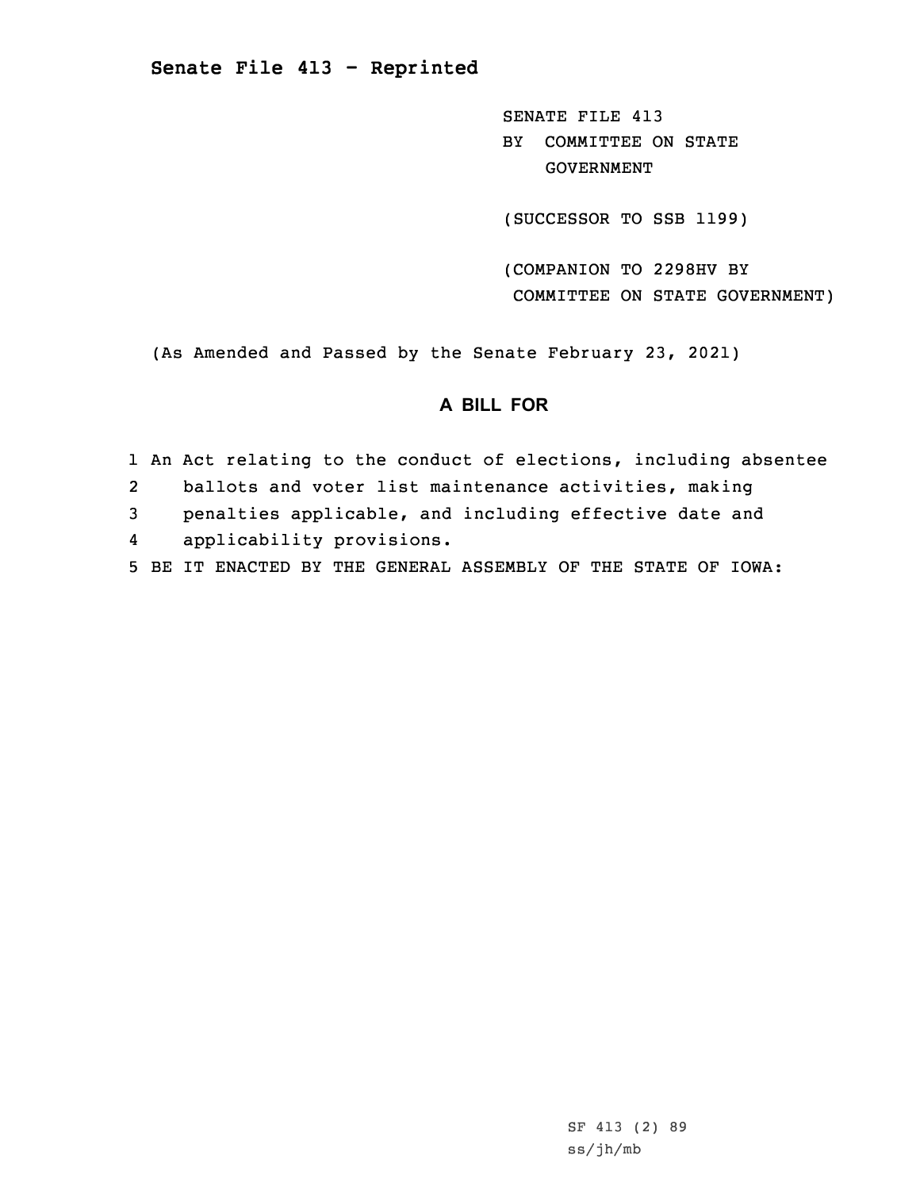**Senate File 413 - Reprinted**

SENATE FILE 413
BY COMMITTEE ON STATE GOVERNMENT

(SUCCESSOR TO SSB 1199)

(COMPANION TO 2298HV BY COMMITTEE ON STATE GOVERNMENT)

(As Amended and Passed by the Senate February 23, 2021)

## A BILL FOR

1 An Act relating to the conduct of elections, including absentee
2 ballots and voter list maintenance activities, making
3 penalties applicable, and including effective date and
4 applicability provisions.
5 BE IT ENACTED BY THE GENERAL ASSEMBLY OF THE STATE OF IOWA:

SF 413 (2) 89
ss/jh/mb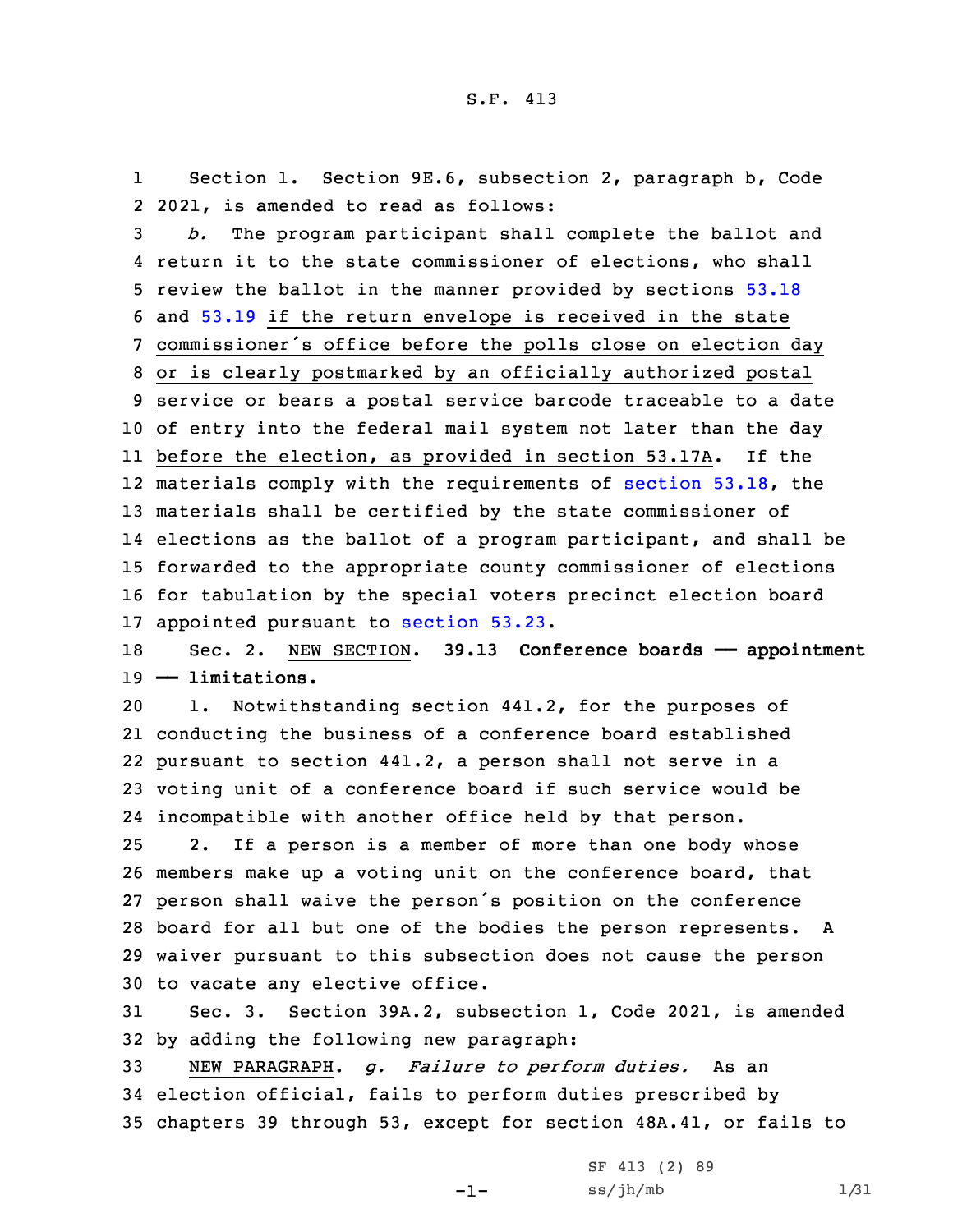Section 1. Section 9E.6, subsection 2, paragraph b, Code 2021, is amended to read as follows:

*b.* The program participant shall complete the ballot and return it to the state commissioner of elections, who shall review the ballot in the manner provided by sections 53.18 and 53.19 <u>if the return envelope is received in the state commissioner's office before the polls close on election day or is clearly postmarked by an officially authorized postal service or bears a postal service barcode traceable to a date of entry into the federal mail system not later than the day before the election, as provided in section 53.17A</u>. If the materials comply with the requirements of section 53.18, the materials shall be certified by the state commissioner of elections as the ballot of a program participant, and shall be forwarded to the appropriate county commissioner of elections for tabulation by the special voters precinct election board appointed pursuant to section 53.23.

Sec. 2. <u>NEW SECTION</u>. **39.13 Conference boards —— appointment —— limitations.**

1. Notwithstanding section 441.2, for the purposes of conducting the business of a conference board established pursuant to section 441.2, a person shall not serve in a voting unit of a conference board if such service would be incompatible with another office held by that person.

2. If a person is a member of more than one body whose members make up a voting unit on the conference board, that person shall waive the person's position on the conference board for all but one of the bodies the person represents. A waiver pursuant to this subsection does not cause the person to vacate any elective office.

Sec. 3. Section 39A.2, subsection 1, Code 2021, is amended by adding the following new paragraph:

<u>NEW PARAGRAPH</u>. *g. Failure to perform duties.* As an election official, fails to perform duties prescribed by chapters 39 through 53, except for section 48A.41, or fails to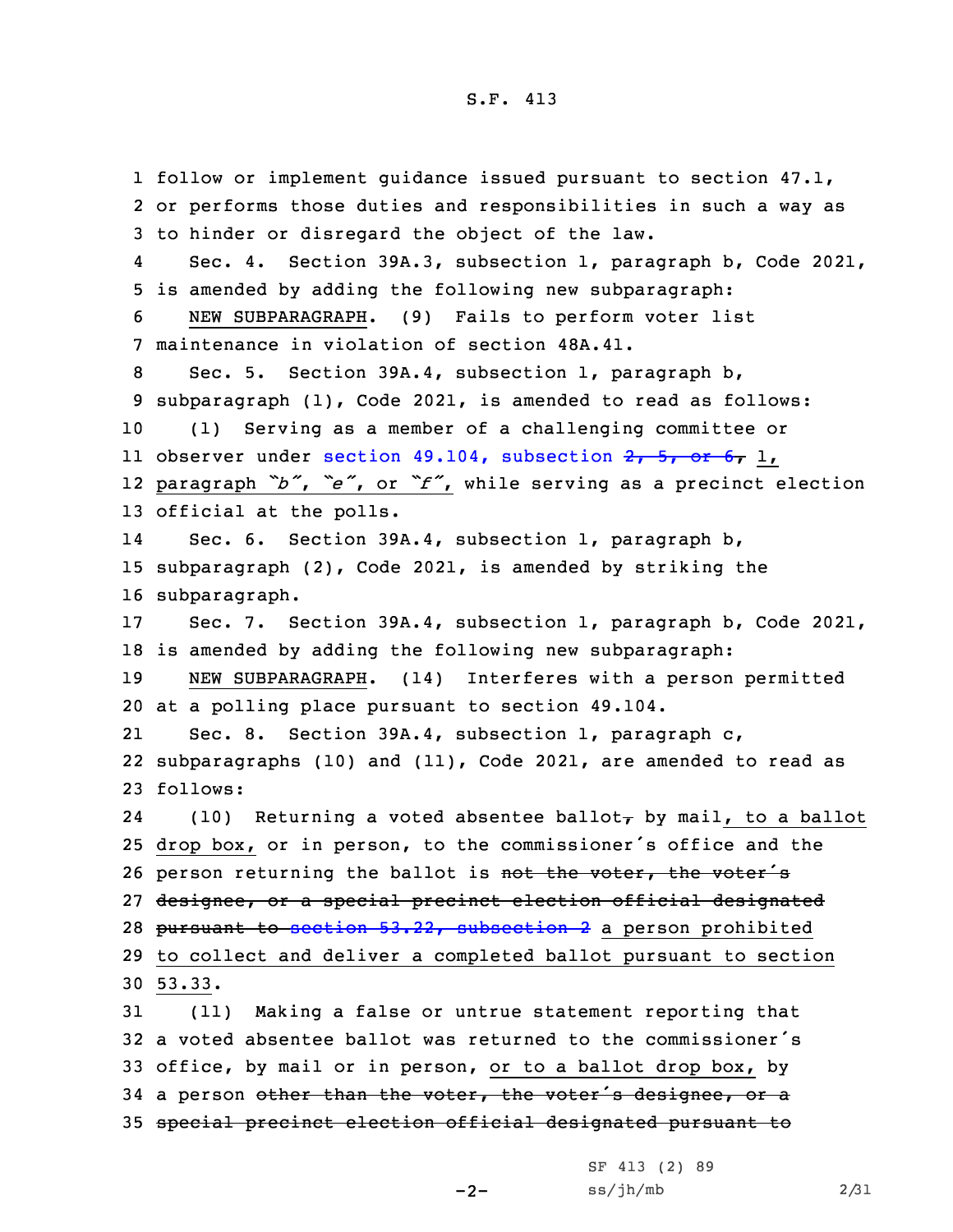1 follow or implement guidance issued pursuant to section 47.1,
2 or performs those duties and responsibilities in such a way as
3 to hinder or disregard the object of the law.

4 Sec. 4. Section 39A.3, subsection 1, paragraph b, Code 2021,
5 is amended by adding the following new subparagraph:

6 NEW SUBPARAGRAPH. (9) Fails to perform voter list
7 maintenance in violation of section 48A.41.

8 Sec. 5. Section 39A.4, subsection 1, paragraph b,
9 subparagraph (1), Code 2021, is amended to read as follows:

10 (1) Serving as a member of a challenging committee or
11 observer under section 49.104, subsection ~~2, 5, or 6,~~ 1,
12 paragraph *"b"*, *"e"*, or *"f"*, while serving as a precinct election
13 official at the polls.

14 Sec. 6. Section 39A.4, subsection 1, paragraph b,
15 subparagraph (2), Code 2021, is amended by striking the
16 subparagraph.

17 Sec. 7. Section 39A.4, subsection 1, paragraph b, Code 2021,
18 is amended by adding the following new subparagraph:

19 NEW SUBPARAGRAPH. (14) Interferes with a person permitted
20 at a polling place pursuant to section 49.104.

21 Sec. 8. Section 39A.4, subsection 1, paragraph c,
22 subparagraphs (10) and (11), Code 2021, are amended to read as
23 follows:

24 (10) Returning a voted absentee ballot~~,~~ by mail, to a ballot
25 drop box, or in person, to the commissioner's office and the
26 person returning the ballot is ~~not the voter, the voter's~~
27 ~~designee, or a special precinct election official designated~~
28 ~~pursuant to section 53.22, subsection 2~~ a person prohibited
29 to collect and deliver a completed ballot pursuant to section
30 53.33.

31 (11) Making a false or untrue statement reporting that
32 a voted absentee ballot was returned to the commissioner's
33 office, by mail or in person, or to a ballot drop box, by
34 a person ~~other than the voter, the voter's designee, or a~~
35 ~~special precinct election official designated pursuant to~~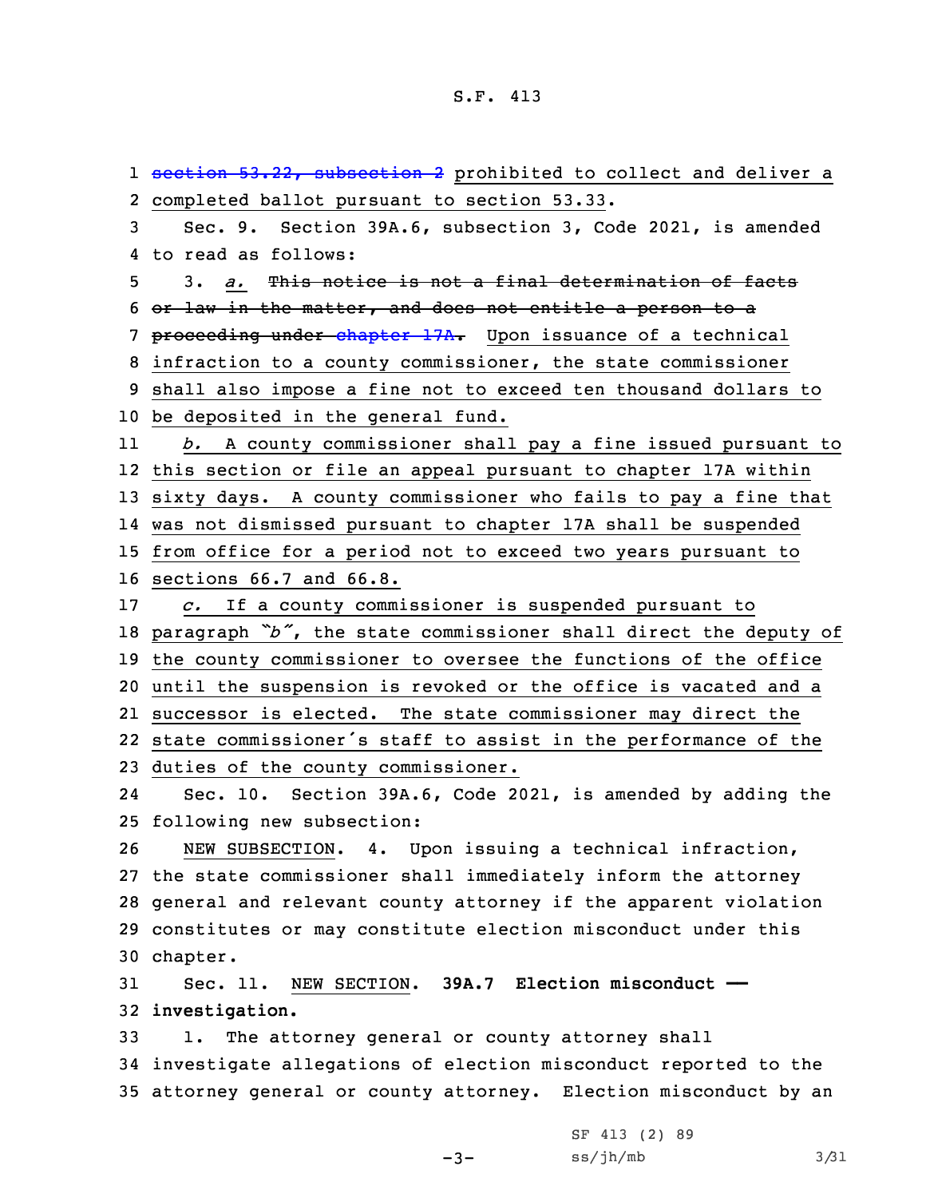section 53.22, subsection 2 prohibited to collect and deliver a completed ballot pursuant to section 53.33.

Sec. 9. Section 39A.6, subsection 3, Code 2021, is amended to read as follows:

3. *a.* ~~This notice is not a final determination of facts or law in the matter, and does not entitle a person to a proceeding under chapter 17A.~~ Upon issuance of a technical infraction to a county commissioner, the state commissioner shall also impose a fine not to exceed ten thousand dollars to be deposited in the general fund.

*b.* A county commissioner shall pay a fine issued pursuant to this section or file an appeal pursuant to chapter 17A within sixty days. A county commissioner who fails to pay a fine that was not dismissed pursuant to chapter 17A shall be suspended from office for a period not to exceed two years pursuant to sections 66.7 and 66.8.

*c.* If a county commissioner is suspended pursuant to paragraph *"b"*, the state commissioner shall direct the deputy of the county commissioner to oversee the functions of the office until the suspension is revoked or the office is vacated and a successor is elected. The state commissioner may direct the state commissioner's staff to assist in the performance of the duties of the county commissioner.

Sec. 10. Section 39A.6, Code 2021, is amended by adding the following new subsection:

NEW SUBSECTION. 4. Upon issuing a technical infraction, the state commissioner shall immediately inform the attorney general and relevant county attorney if the apparent violation constitutes or may constitute election misconduct under this chapter.

Sec. 11. NEW SECTION. **39A.7 Election misconduct — investigation.**

1. The attorney general or county attorney shall investigate allegations of election misconduct reported to the attorney general or county attorney. Election misconduct by an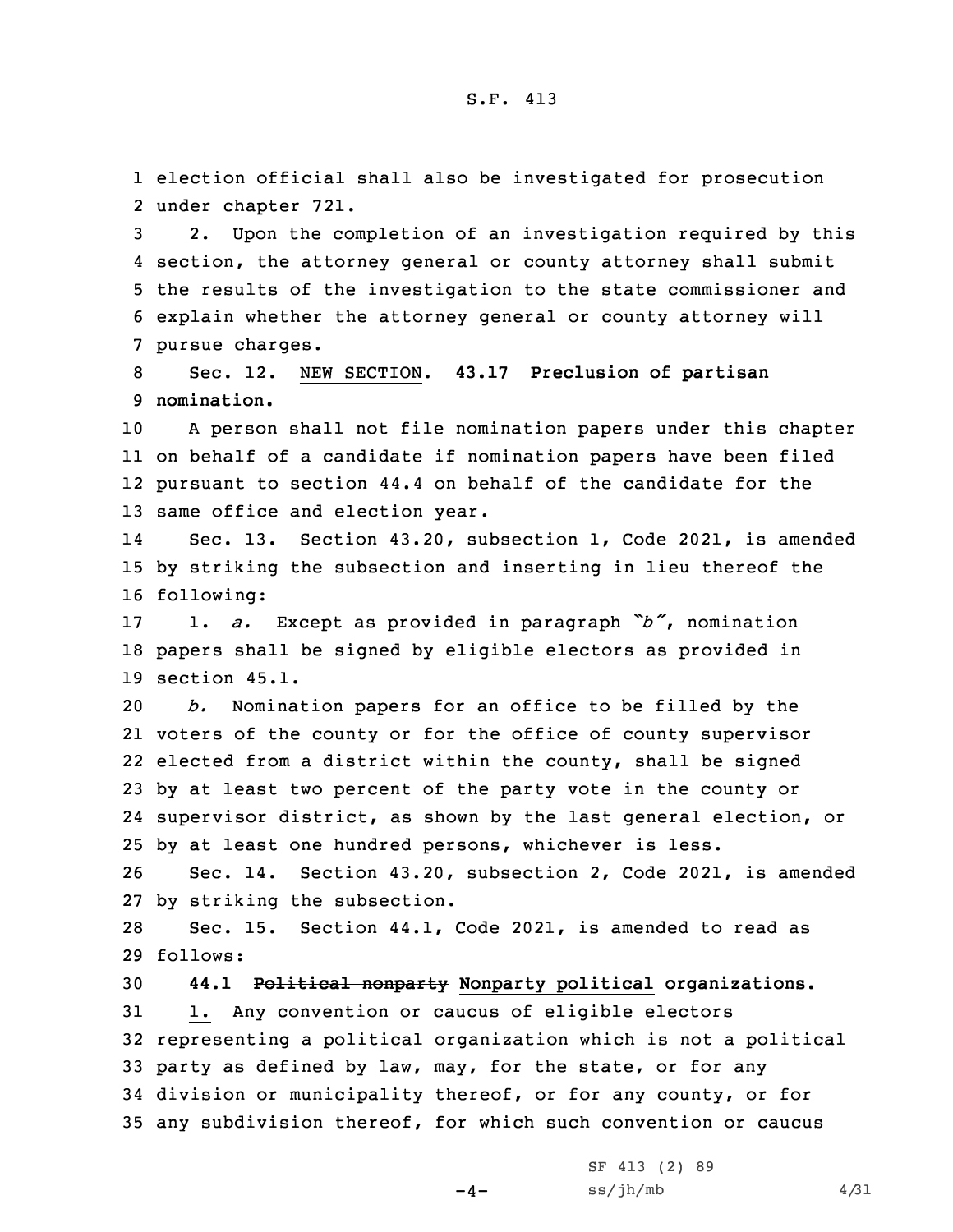election official shall also be investigated for prosecution under chapter 721.

2. Upon the completion of an investigation required by this section, the attorney general or county attorney shall submit the results of the investigation to the state commissioner and explain whether the attorney general or county attorney will pursue charges.

Sec. 12. NEW SECTION. **43.17 Preclusion of partisan nomination.**

A person shall not file nomination papers under this chapter on behalf of a candidate if nomination papers have been filed pursuant to section 44.4 on behalf of the candidate for the same office and election year.

Sec. 13. Section 43.20, subsection 1, Code 2021, is amended by striking the subsection and inserting in lieu thereof the following:

1. *a.* Except as provided in paragraph *"b"*, nomination papers shall be signed by eligible electors as provided in section 45.1.

*b.* Nomination papers for an office to be filled by the voters of the county or for the office of county supervisor elected from a district within the county, shall be signed by at least two percent of the party vote in the county or supervisor district, as shown by the last general election, or by at least one hundred persons, whichever is less.

Sec. 14. Section 43.20, subsection 2, Code 2021, is amended by striking the subsection.

Sec. 15. Section 44.1, Code 2021, is amended to read as follows:

**44.1 ~~Political nonparty~~ Nonparty political organizations.**

1. Any convention or caucus of eligible electors representing a political organization which is not a political party as defined by law, may, for the state, or for any division or municipality thereof, or for any county, or for any subdivision thereof, for which such convention or caucus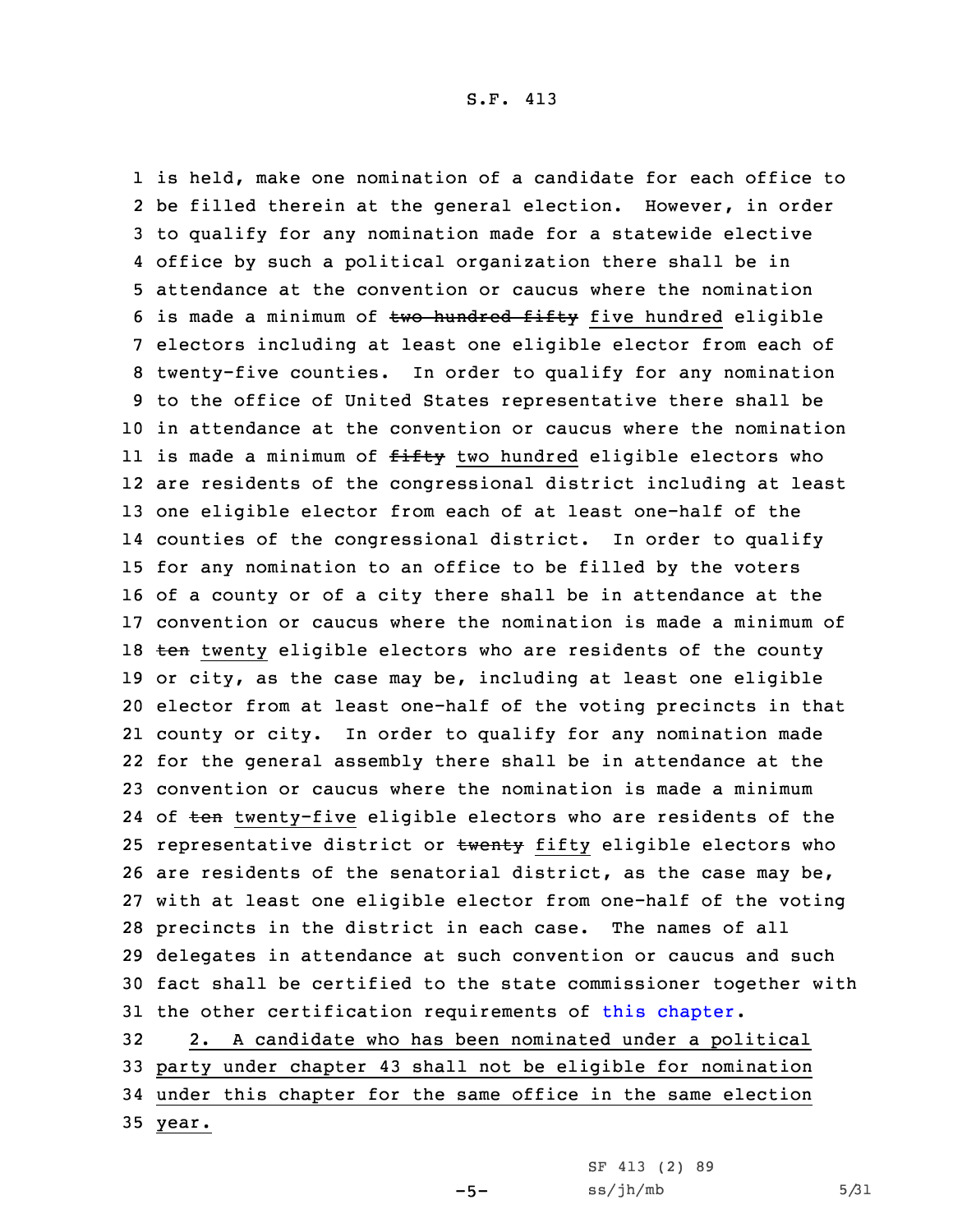is held, make one nomination of a candidate for each office to be filled therein at the general election. However, in order to qualify for any nomination made for a statewide elective office by such a political organization there shall be in attendance at the convention or caucus where the nomination is made a minimum of ~~two hundred fifty~~ five hundred eligible electors including at least one eligible elector from each of twenty-five counties. In order to qualify for any nomination to the office of United States representative there shall be in attendance at the convention or caucus where the nomination is made a minimum of ~~fifty~~ two hundred eligible electors who are residents of the congressional district including at least one eligible elector from each of at least one-half of the counties of the congressional district. In order to qualify for any nomination to an office to be filled by the voters of a county or of a city there shall be in attendance at the convention or caucus where the nomination is made a minimum of ~~ten~~ twenty eligible electors who are residents of the county or city, as the case may be, including at least one eligible elector from at least one-half of the voting precincts in that county or city. In order to qualify for any nomination made for the general assembly there shall be in attendance at the convention or caucus where the nomination is made a minimum of ~~ten~~ twenty-five eligible electors who are residents of the representative district or ~~twenty~~ fifty eligible electors who are residents of the senatorial district, as the case may be, with at least one eligible elector from one-half of the voting precincts in the district in each case. The names of all delegates in attendance at such convention or caucus and such fact shall be certified to the state commissioner together with the other certification requirements of this chapter.

2. A candidate who has been nominated under a political party under chapter 43 shall not be eligible for nomination under this chapter for the same office in the same election year.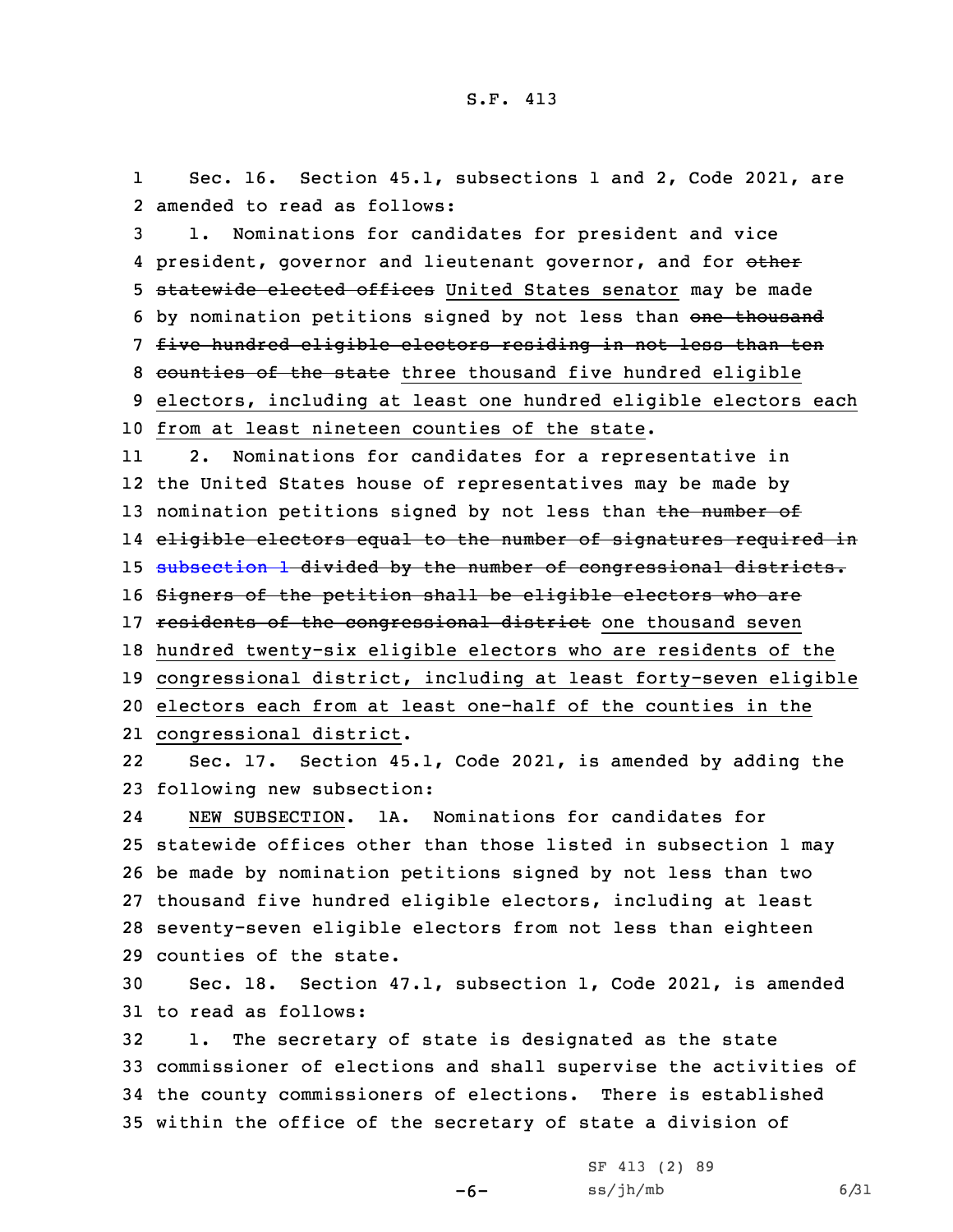Sec. 16. Section 45.1, subsections 1 and 2, Code 2021, are amended to read as follows:

1. Nominations for candidates for president and vice president, governor and lieutenant governor, and for ~~other statewide elected offices~~ <u>United States senator</u> may be made by nomination petitions signed by not less than ~~one thousand five hundred eligible electors residing in not less than ten counties of the state~~ <u>three thousand five hundred eligible electors, including at least one hundred eligible electors each from at least nineteen counties of the state</u>.

2. Nominations for candidates for a representative in the United States house of representatives may be made by nomination petitions signed by not less than ~~the number of eligible electors equal to the number of signatures required in subsection 1 divided by the number of congressional districts. Signers of the petition shall be eligible electors who are residents of the congressional district~~ <u>one thousand seven hundred twenty-six eligible electors who are residents of the congressional district, including at least forty-seven eligible electors each from at least one-half of the counties in the congressional district</u>.

Sec. 17. Section 45.1, Code 2021, is amended by adding the following new subsection:

NEW SUBSECTION. 1A. Nominations for candidates for statewide offices other than those listed in subsection 1 may be made by nomination petitions signed by not less than two thousand five hundred eligible electors, including at least seventy-seven eligible electors from not less than eighteen counties of the state.

Sec. 18. Section 47.1, subsection 1, Code 2021, is amended to read as follows:

1. The secretary of state is designated as the state commissioner of elections and shall supervise the activities of the county commissioners of elections. There is established within the office of the secretary of state a division of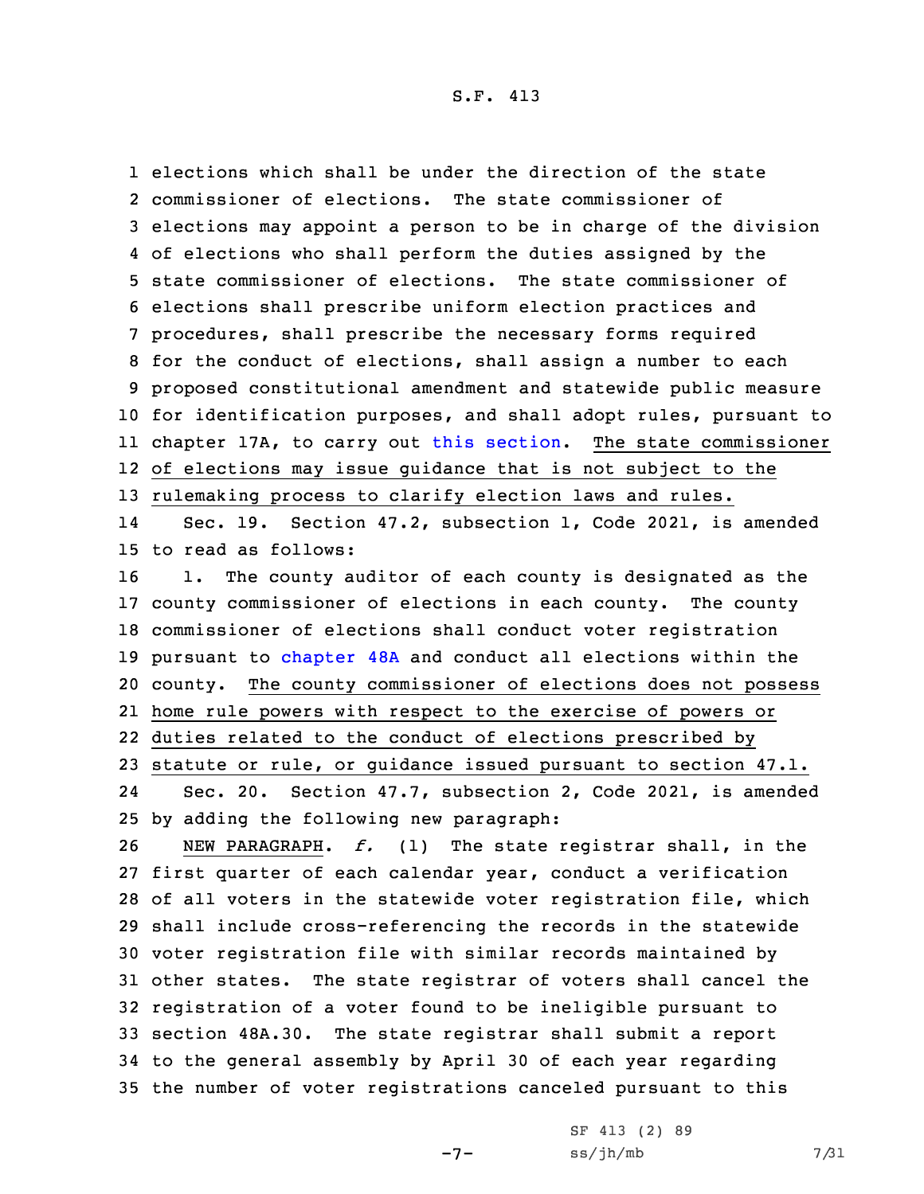elections which shall be under the direction of the state commissioner of elections. The state commissioner of elections may appoint a person to be in charge of the division of elections who shall perform the duties assigned by the state commissioner of elections. The state commissioner of elections shall prescribe uniform election practices and procedures, shall prescribe the necessary forms required for the conduct of elections, shall assign a number to each proposed constitutional amendment and statewide public measure for identification purposes, and shall adopt rules, pursuant to chapter 17A, to carry out this section. The state commissioner of elections may issue guidance that is not subject to the rulemaking process to clarify election laws and rules.

Sec. 19. Section 47.2, subsection 1, Code 2021, is amended to read as follows:

1. The county auditor of each county is designated as the county commissioner of elections in each county. The county commissioner of elections shall conduct voter registration pursuant to chapter 48A and conduct all elections within the county. The county commissioner of elections does not possess home rule powers with respect to the exercise of powers or duties related to the conduct of elections prescribed by statute or rule, or guidance issued pursuant to section 47.1.

Sec. 20. Section 47.7, subsection 2, Code 2021, is amended by adding the following new paragraph:

NEW PARAGRAPH. *f.* (1) The state registrar shall, in the first quarter of each calendar year, conduct a verification of all voters in the statewide voter registration file, which shall include cross-referencing the records in the statewide voter registration file with similar records maintained by other states. The state registrar of voters shall cancel the registration of a voter found to be ineligible pursuant to section 48A.30. The state registrar shall submit a report to the general assembly by April 30 of each year regarding the number of voter registrations canceled pursuant to this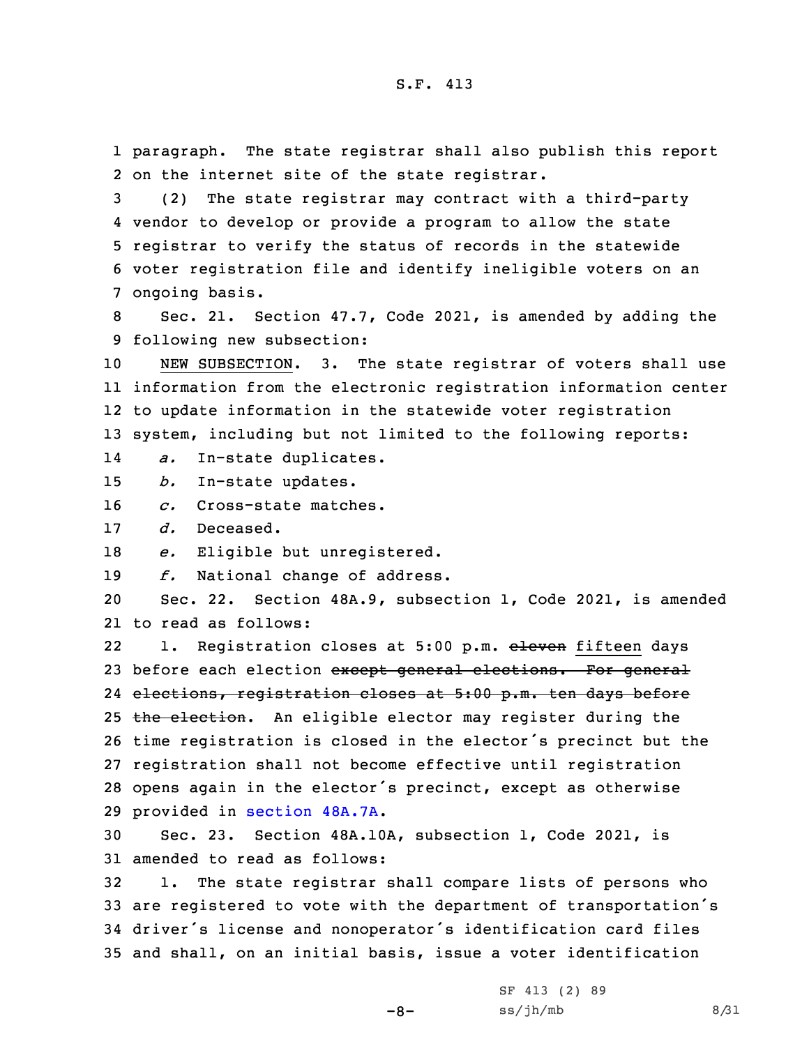paragraph. The state registrar shall also publish this report on the internet site of the state registrar.

(2) The state registrar may contract with a third-party vendor to develop or provide a program to allow the state registrar to verify the status of records in the statewide voter registration file and identify ineligible voters on an ongoing basis.

Sec. 21. Section 47.7, Code 2021, is amended by adding the following new subsection:

NEW SUBSECTION. 3. The state registrar of voters shall use information from the electronic registration information center to update information in the statewide voter registration system, including but not limited to the following reports:

*a.* In-state duplicates.

*b.* In-state updates.

*c.* Cross-state matches.

*d.* Deceased.

*e.* Eligible but unregistered.

*f.* National change of address.

Sec. 22. Section 48A.9, subsection 1, Code 2021, is amended to read as follows:

1. Registration closes at 5:00 p.m. ~~eleven~~ fifteen days before each election ~~except general elections. For general elections, registration closes at 5:00 p.m. ten days before the election~~. An eligible elector may register during the time registration is closed in the elector's precinct but the registration shall not become effective until registration opens again in the elector's precinct, except as otherwise provided in section 48A.7A.

Sec. 23. Section 48A.10A, subsection 1, Code 2021, is amended to read as follows:

1. The state registrar shall compare lists of persons who are registered to vote with the department of transportation's driver's license and nonoperator's identification card files and shall, on an initial basis, issue a voter identification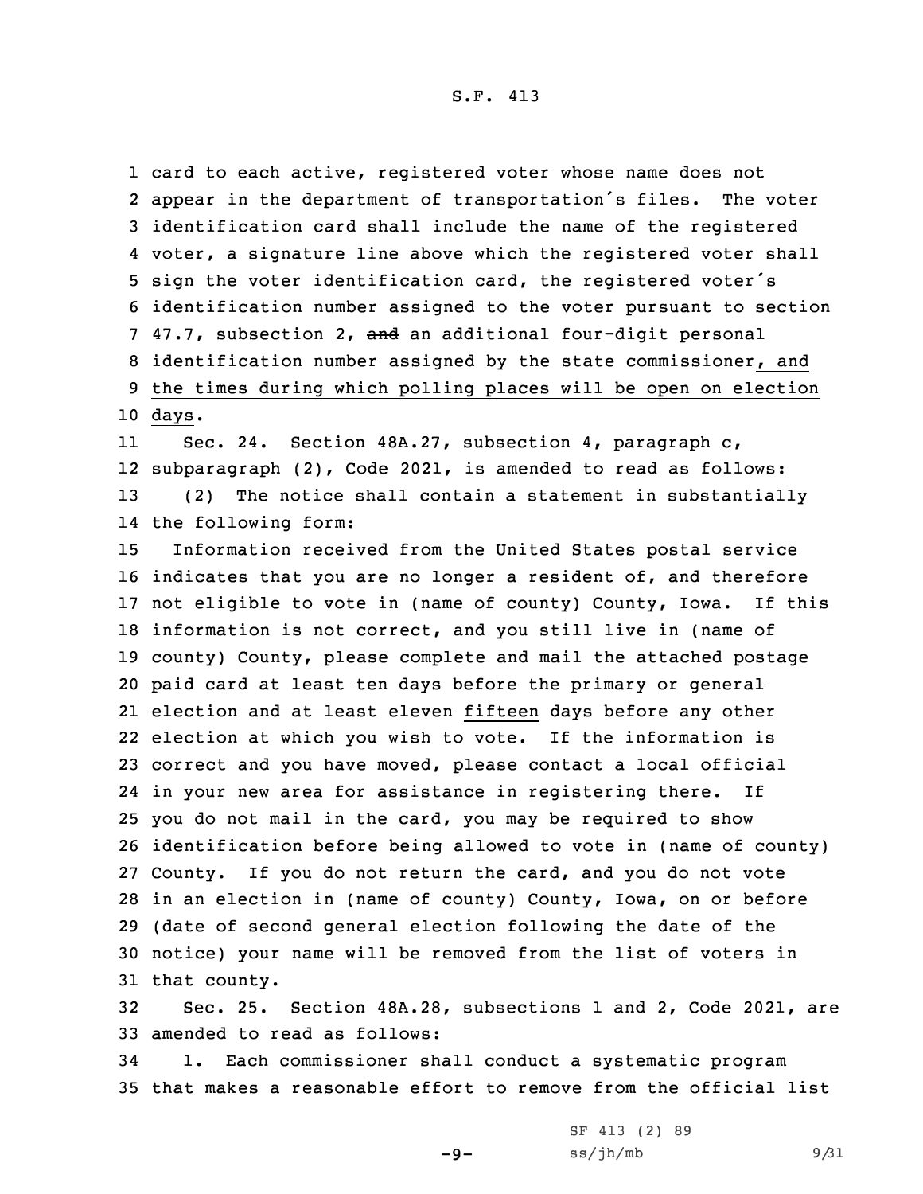card to each active, registered voter whose name does not appear in the department of transportation's files. The voter identification card shall include the name of the registered voter, a signature line above which the registered voter shall sign the voter identification card, the registered voter's identification number assigned to the voter pursuant to section 47.7, subsection 2, ~~and~~ an additional four-digit personal identification number assigned by the state commissioner, and the times during which polling places will be open on election days.

Sec. 24. Section 48A.27, subsection 4, paragraph c, subparagraph (2), Code 2021, is amended to read as follows:

(2) The notice shall contain a statement in substantially the following form:

Information received from the United States postal service indicates that you are no longer a resident of, and therefore not eligible to vote in (name of county) County, Iowa. If this information is not correct, and you still live in (name of county) County, please complete and mail the attached postage paid card at least ~~ten days before the primary or general election and at least eleven~~ fifteen days before any ~~other~~ election at which you wish to vote. If the information is correct and you have moved, please contact a local official in your new area for assistance in registering there. If you do not mail in the card, you may be required to show identification before being allowed to vote in (name of county) County. If you do not return the card, and you do not vote in an election in (name of county) County, Iowa, on or before (date of second general election following the date of the notice) your name will be removed from the list of voters in that county.

Sec. 25. Section 48A.28, subsections 1 and 2, Code 2021, are amended to read as follows:

1. Each commissioner shall conduct a systematic program that makes a reasonable effort to remove from the official list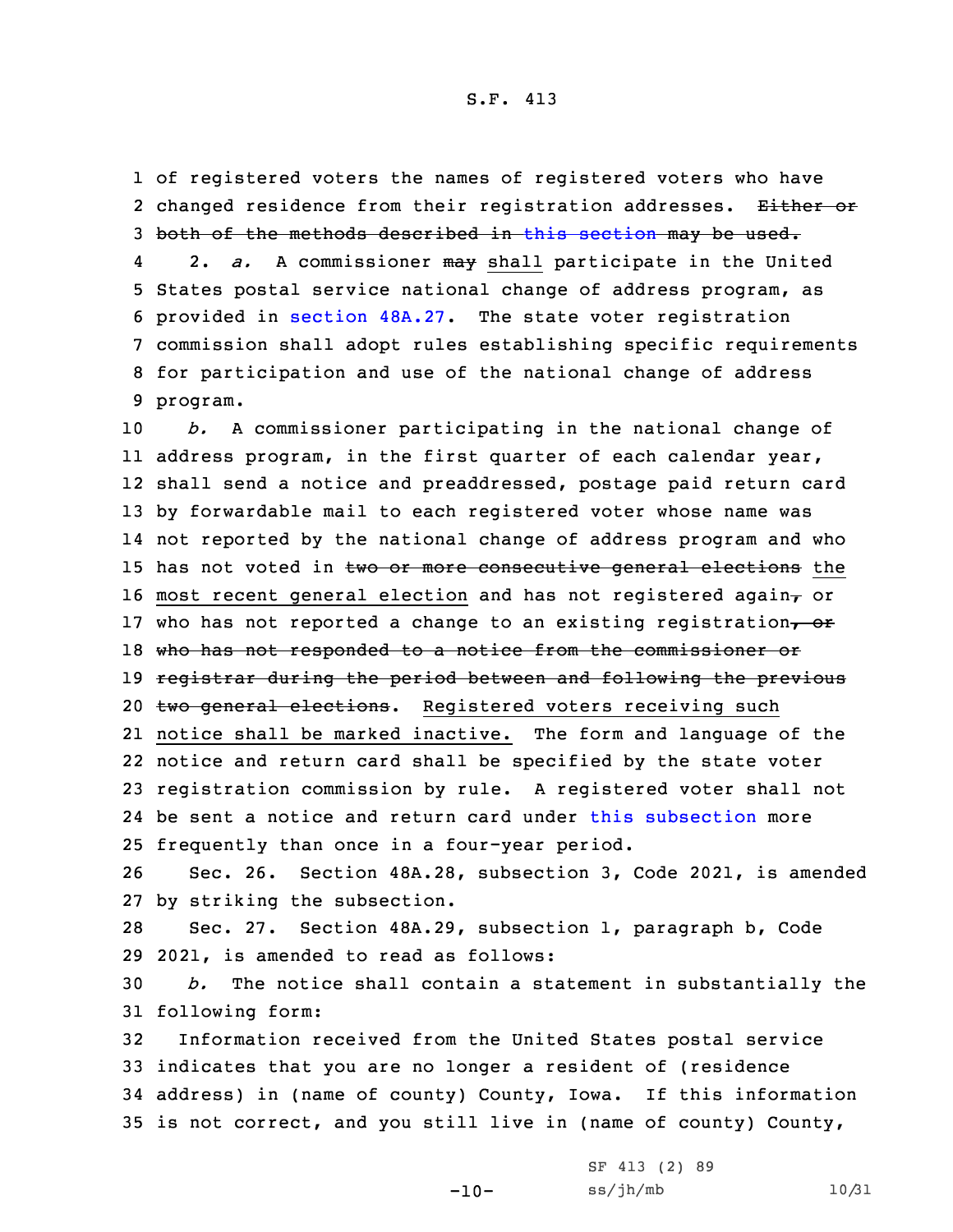of registered voters the names of registered voters who have changed residence from their registration addresses. ~~Either or both of the methods described in this section may be used.~~

2. *a.* A commissioner ~~may~~ shall participate in the United States postal service national change of address program, as provided in section 48A.27. The state voter registration commission shall adopt rules establishing specific requirements for participation and use of the national change of address program.

*b.* A commissioner participating in the national change of address program, in the first quarter of each calendar year, shall send a notice and preaddressed, postage paid return card by forwardable mail to each registered voter whose name was not reported by the national change of address program and who has not voted in ~~two or more consecutive general elections~~ the most recent general election and has not registered again~~,~~ or who has not reported a change to an existing registration~~, or who has not responded to a notice from the commissioner or registrar during the period between and following the previous two general elections~~. Registered voters receiving such notice shall be marked inactive. The form and language of the notice and return card shall be specified by the state voter registration commission by rule. A registered voter shall not be sent a notice and return card under this subsection more frequently than once in a four-year period.

Sec. 26. Section 48A.28, subsection 3, Code 2021, is amended by striking the subsection.

Sec. 27. Section 48A.29, subsection 1, paragraph b, Code 2021, is amended to read as follows:

*b.* The notice shall contain a statement in substantially the following form:

Information received from the United States postal service indicates that you are no longer a resident of (residence address) in (name of county) County, Iowa. If this information is not correct, and you still live in (name of county) County,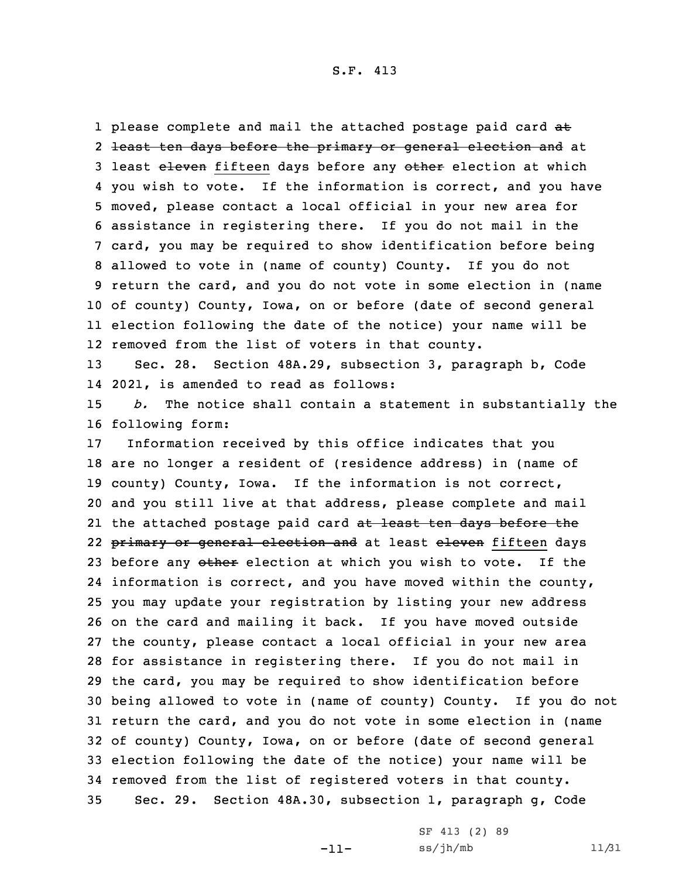please complete and mail the attached postage paid card ~~at least ten days before the primary or general election and~~ at least ~~eleven~~ fifteen days before any ~~other~~ election at which you wish to vote. If the information is correct, and you have moved, please contact a local official in your new area for assistance in registering there. If you do not mail in the card, you may be required to show identification before being allowed to vote in (name of county) County. If you do not return the card, and you do not vote in some election in (name of county) County, Iowa, on or before (date of second general election following the date of the notice) your name will be removed from the list of voters in that county.

Sec. 28. Section 48A.29, subsection 3, paragraph b, Code 2021, is amended to read as follows:

*b.* The notice shall contain a statement in substantially the following form:

Information received by this office indicates that you are no longer a resident of (residence address) in (name of county) County, Iowa. If the information is not correct, and you still live at that address, please complete and mail the attached postage paid card ~~at least ten days before the primary or general election and~~ at least ~~eleven~~ fifteen days before any ~~other~~ election at which you wish to vote. If the information is correct, and you have moved within the county, you may update your registration by listing your new address on the card and mailing it back. If you have moved outside the county, please contact a local official in your new area for assistance in registering there. If you do not mail in the card, you may be required to show identification before being allowed to vote in (name of county) County. If you do not return the card, and you do not vote in some election in (name of county) County, Iowa, on or before (date of second general election following the date of the notice) your name will be removed from the list of registered voters in that county.

Sec. 29. Section 48A.30, subsection 1, paragraph g, Code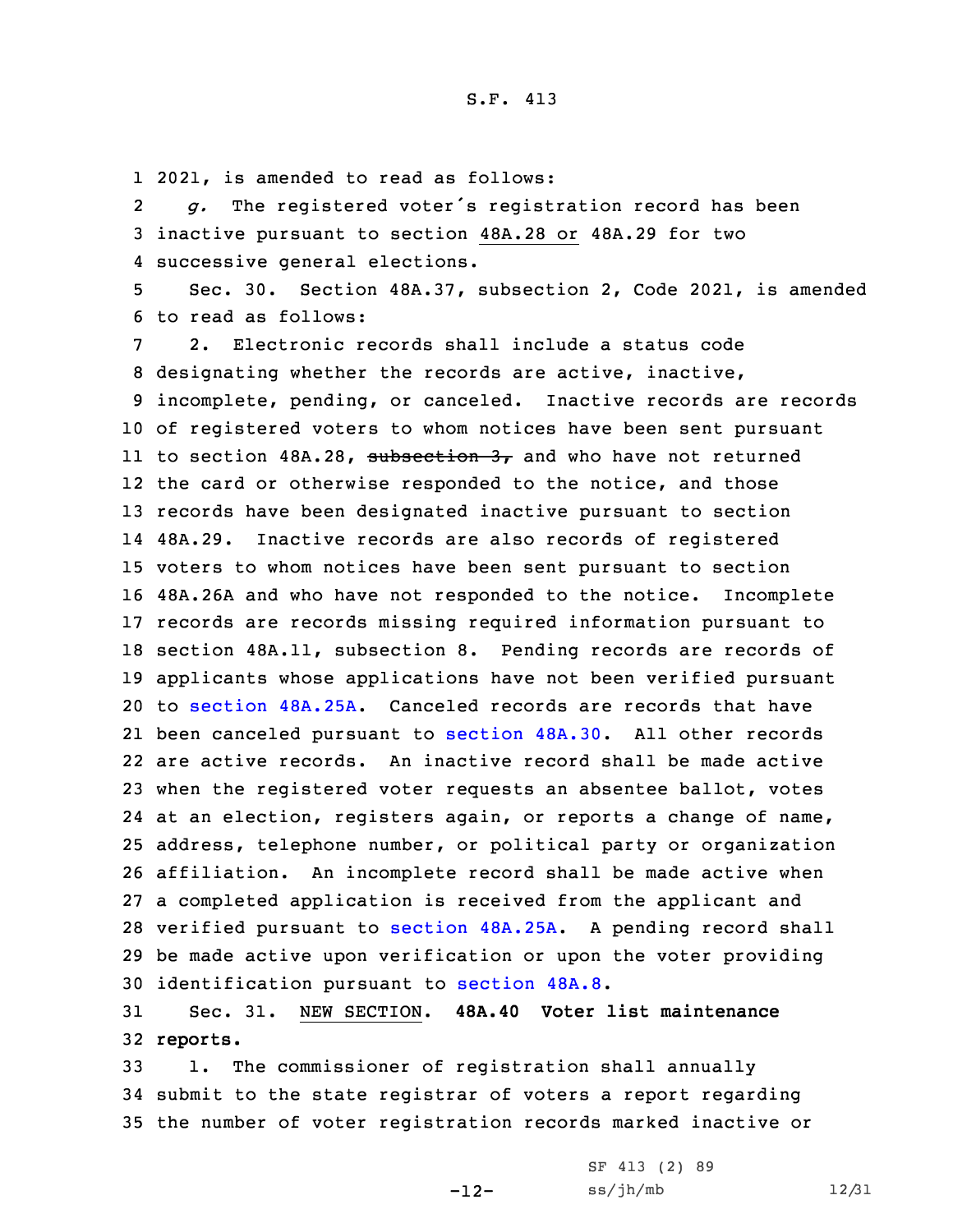2021, is amended to read as follows:

*g.* The registered voter's registration record has been inactive pursuant to section 48A.28 or 48A.29 for two successive general elections.

Sec. 30. Section 48A.37, subsection 2, Code 2021, is amended to read as follows:

2. Electronic records shall include a status code designating whether the records are active, inactive, incomplete, pending, or canceled. Inactive records are records of registered voters to whom notices have been sent pursuant to section 48A.28, ~~subsection 3,~~ and who have not returned the card or otherwise responded to the notice, and those records have been designated inactive pursuant to section 48A.29. Inactive records are also records of registered voters to whom notices have been sent pursuant to section 48A.26A and who have not responded to the notice. Incomplete records are records missing required information pursuant to section 48A.11, subsection 8. Pending records are records of applicants whose applications have not been verified pursuant to section 48A.25A. Canceled records are records that have been canceled pursuant to section 48A.30. All other records are active records. An inactive record shall be made active when the registered voter requests an absentee ballot, votes at an election, registers again, or reports a change of name, address, telephone number, or political party or organization affiliation. An incomplete record shall be made active when a completed application is received from the applicant and verified pursuant to section 48A.25A. A pending record shall be made active upon verification or upon the voter providing identification pursuant to section 48A.8.

Sec. 31. NEW SECTION. **48A.40 Voter list maintenance reports.**

1. The commissioner of registration shall annually submit to the state registrar of voters a report regarding the number of voter registration records marked inactive or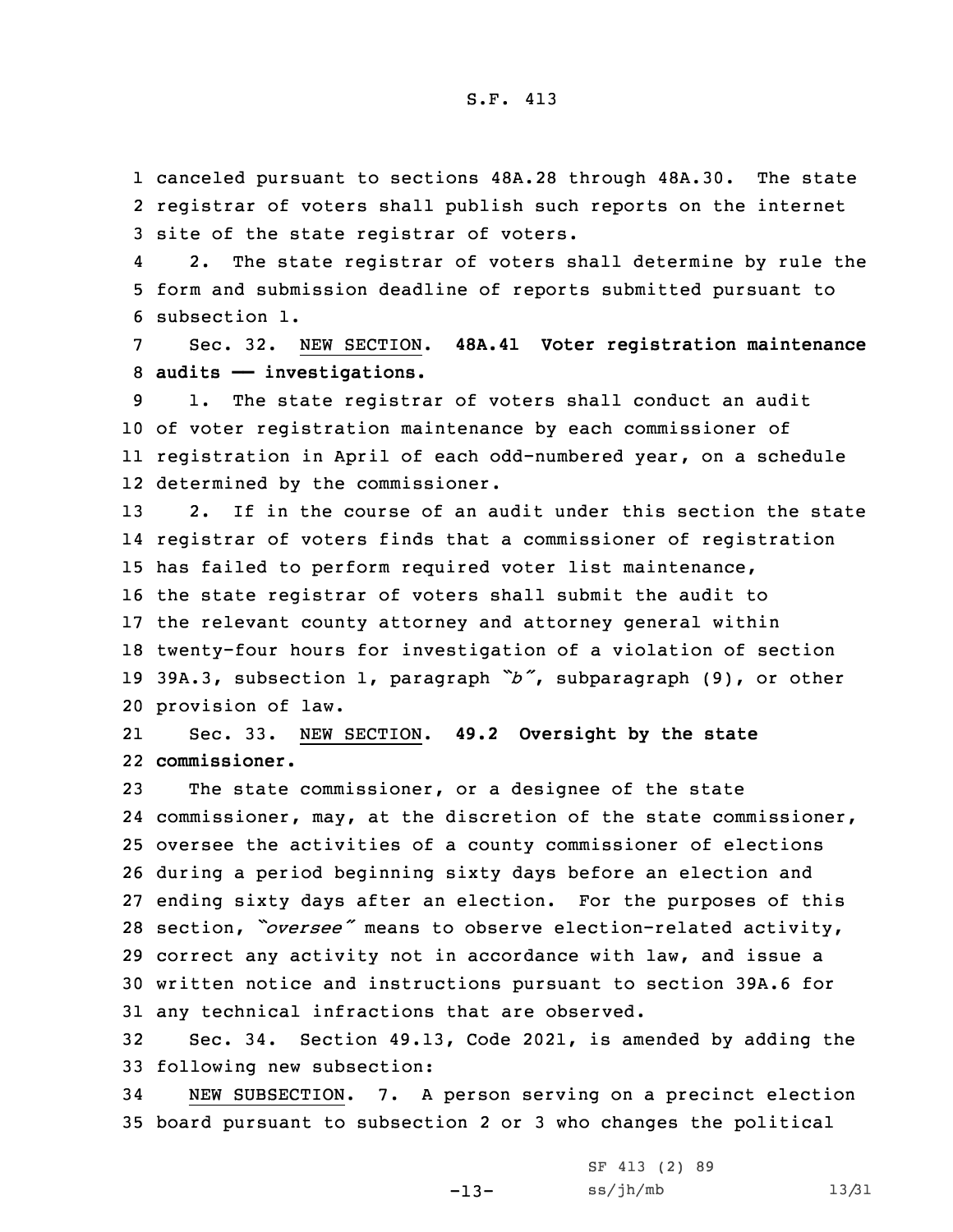canceled pursuant to sections 48A.28 through 48A.30. The state registrar of voters shall publish such reports on the internet site of the state registrar of voters.

2. The state registrar of voters shall determine by rule the form and submission deadline of reports submitted pursuant to subsection 1.

Sec. 32. NEW SECTION. **48A.41 Voter registration maintenance audits —— investigations.**

1. The state registrar of voters shall conduct an audit of voter registration maintenance by each commissioner of registration in April of each odd-numbered year, on a schedule determined by the commissioner.

2. If in the course of an audit under this section the state registrar of voters finds that a commissioner of registration has failed to perform required voter list maintenance, the state registrar of voters shall submit the audit to the relevant county attorney and attorney general within twenty-four hours for investigation of a violation of section 39A.3, subsection 1, paragraph *"b"*, subparagraph (9), or other provision of law.

Sec. 33. NEW SECTION. **49.2 Oversight by the state commissioner.**

The state commissioner, or a designee of the state commissioner, may, at the discretion of the state commissioner, oversee the activities of a county commissioner of elections during a period beginning sixty days before an election and ending sixty days after an election. For the purposes of this section, *"oversee"* means to observe election-related activity, correct any activity not in accordance with law, and issue a written notice and instructions pursuant to section 39A.6 for any technical infractions that are observed.

Sec. 34. Section 49.13, Code 2021, is amended by adding the following new subsection:

NEW SUBSECTION. 7. A person serving on a precinct election board pursuant to subsection 2 or 3 who changes the political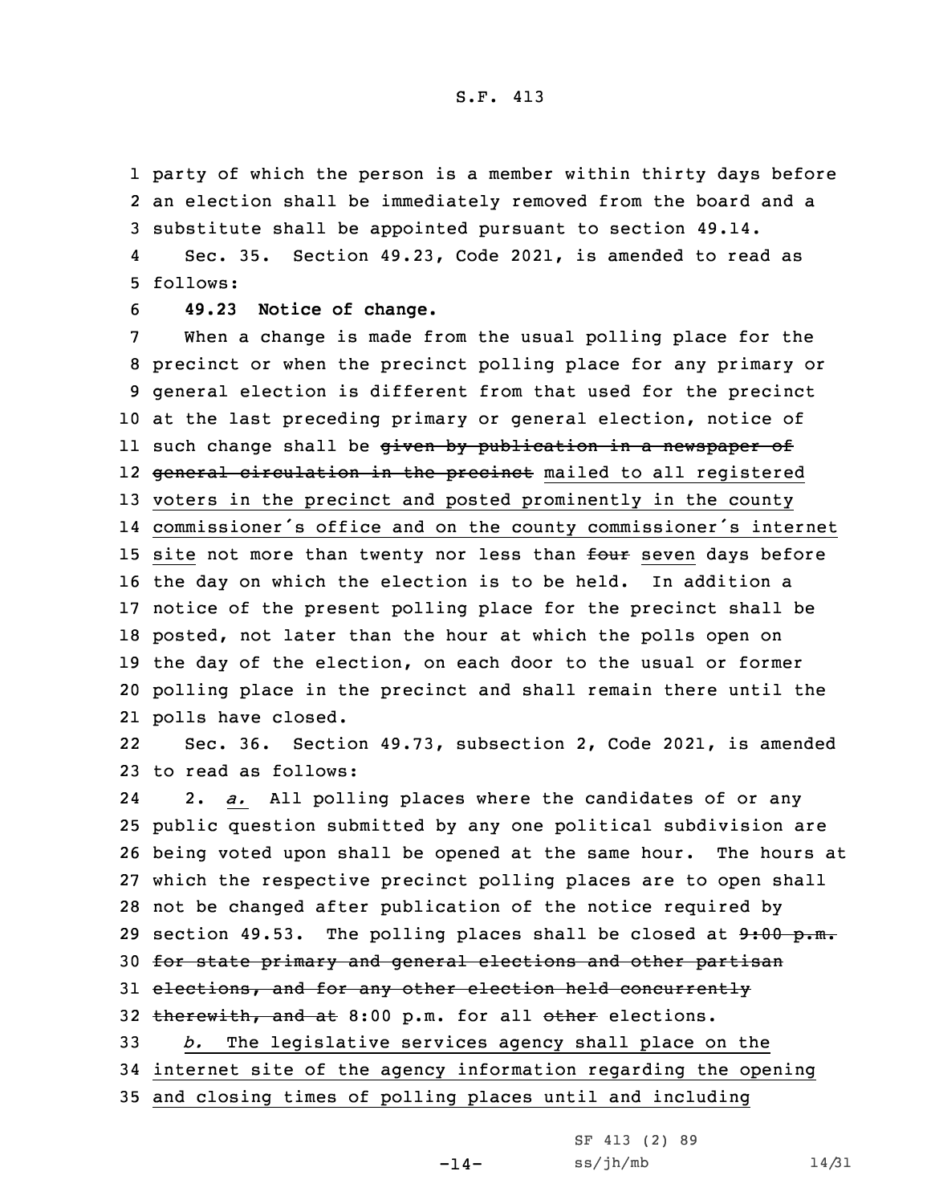party of which the person is a member within thirty days before an election shall be immediately removed from the board and a substitute shall be appointed pursuant to section 49.14.

Sec. 35. Section 49.23, Code 2021, is amended to read as follows:

**49.23 Notice of change.**

When a change is made from the usual polling place for the precinct or when the precinct polling place for any primary or general election is different from that used for the precinct at the last preceding primary or general election, notice of such change shall be ~~given by publication in a newspaper of general circulation in the precinct~~ mailed to all registered voters in the precinct and posted prominently in the county commissioner's office and on the county commissioner's internet site not more than twenty nor less than ~~four~~ seven days before the day on which the election is to be held. In addition a notice of the present polling place for the precinct shall be posted, not later than the hour at which the polls open on the day of the election, on each door to the usual or former polling place in the precinct and shall remain there until the polls have closed.

Sec. 36. Section 49.73, subsection 2, Code 2021, is amended to read as follows:

2. *a.* All polling places where the candidates of or any public question submitted by any one political subdivision are being voted upon shall be opened at the same hour. The hours at which the respective precinct polling places are to open shall not be changed after publication of the notice required by section 49.53. The polling places shall be closed at ~~9:00 p.m. for state primary and general elections and other partisan elections, and for any other election held concurrently therewith, and at~~ 8:00 p.m. for all ~~other~~ elections.

*b.* The legislative services agency shall place on the internet site of the agency information regarding the opening and closing times of polling places until and including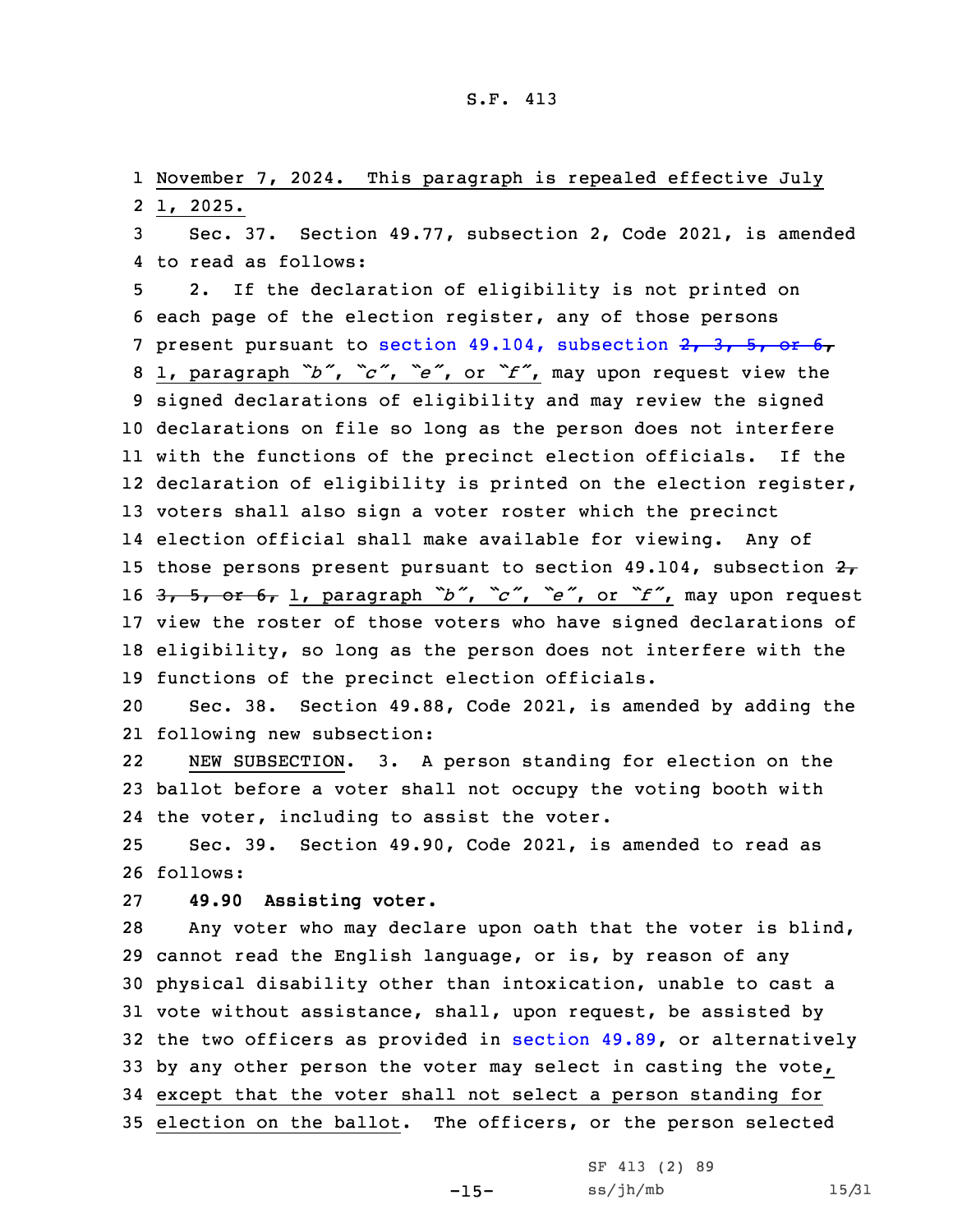November 7, 2024. This paragraph is repealed effective July 1, 2025.

Sec. 37. Section 49.77, subsection 2, Code 2021, is amended to read as follows:

2. If the declaration of eligibility is not printed on each page of the election register, any of those persons present pursuant to section 49.104, subsection ~~2, 3, 5, or 6,~~ 1, paragraph *"b"*, *"c"*, *"e"*, or *"f"*, may upon request view the signed declarations of eligibility and may review the signed declarations on file so long as the person does not interfere with the functions of the precinct election officials. If the declaration of eligibility is printed on the election register, voters shall also sign a voter roster which the precinct election official shall make available for viewing. Any of those persons present pursuant to section 49.104, subsection ~~2, 3, 5, or 6,~~ 1, paragraph *"b"*, *"c"*, *"e"*, or *"f"*, may upon request view the roster of those voters who have signed declarations of eligibility, so long as the person does not interfere with the functions of the precinct election officials.

Sec. 38. Section 49.88, Code 2021, is amended by adding the following new subsection:

NEW SUBSECTION. 3. A person standing for election on the ballot before a voter shall not occupy the voting booth with the voter, including to assist the voter.

Sec. 39. Section 49.90, Code 2021, is amended to read as follows:

**49.90 Assisting voter.**

Any voter who may declare upon oath that the voter is blind, cannot read the English language, or is, by reason of any physical disability other than intoxication, unable to cast a vote without assistance, shall, upon request, be assisted by the two officers as provided in section 49.89, or alternatively by any other person the voter may select in casting the vote, except that the voter shall not select a person standing for election on the ballot. The officers, or the person selected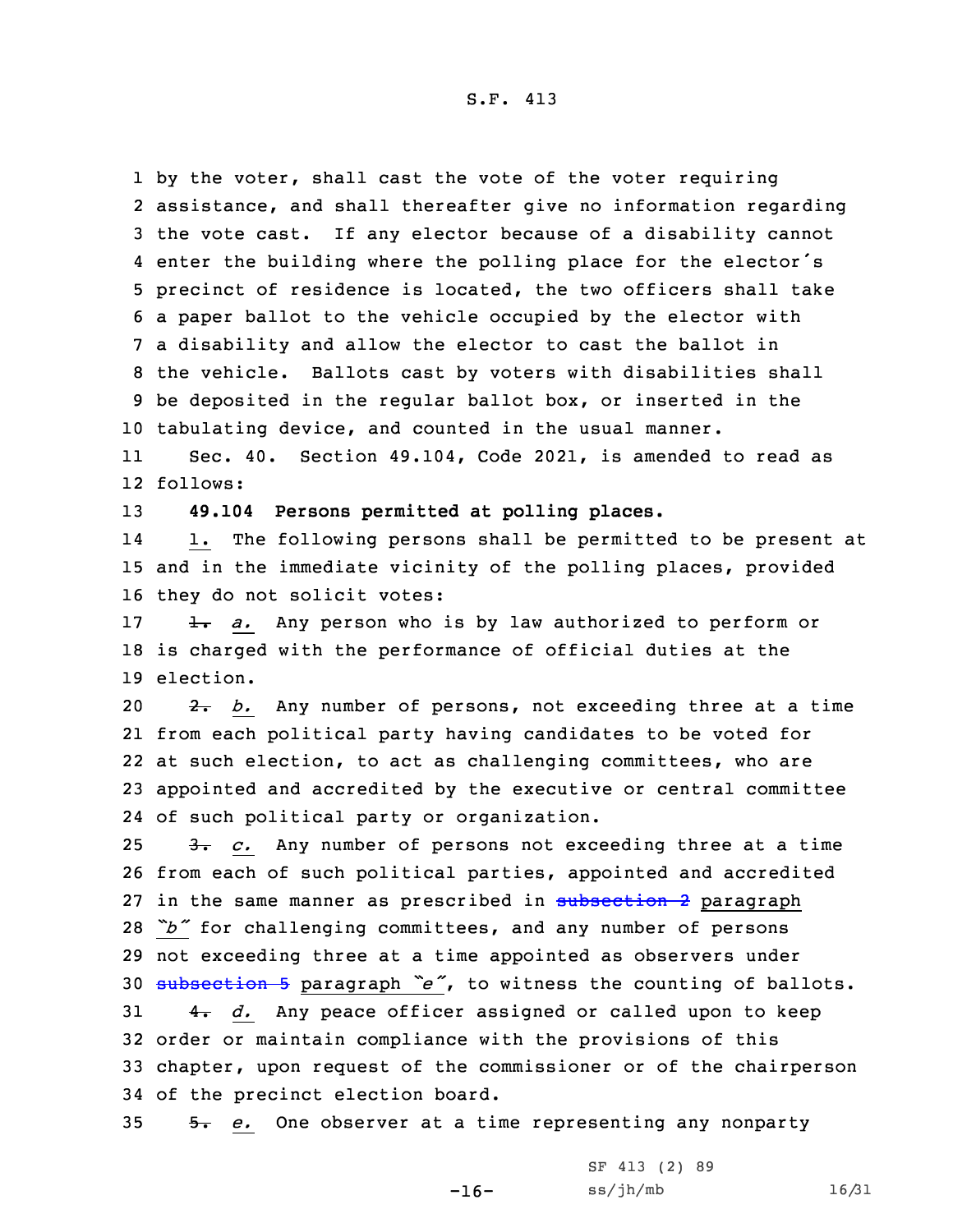by the voter, shall cast the vote of the voter requiring assistance, and shall thereafter give no information regarding the vote cast. If any elector because of a disability cannot enter the building where the polling place for the elector's precinct of residence is located, the two officers shall take a paper ballot to the vehicle occupied by the elector with a disability and allow the elector to cast the ballot in the vehicle. Ballots cast by voters with disabilities shall be deposited in the regular ballot box, or inserted in the tabulating device, and counted in the usual manner.

Sec. 40. Section 49.104, Code 2021, is amended to read as follows:

**49.104 Persons permitted at polling places.**

1. The following persons shall be permitted to be present at and in the immediate vicinity of the polling places, provided they do not solicit votes:

~~1.~~ *a.* Any person who is by law authorized to perform or is charged with the performance of official duties at the election.

~~2.~~ *b.* Any number of persons, not exceeding three at a time from each political party having candidates to be voted for at such election, to act as challenging committees, who are appointed and accredited by the executive or central committee of such political party or organization.

~~3.~~ *c.* Any number of persons not exceeding three at a time from each of such political parties, appointed and accredited in the same manner as prescribed in ~~subsection 2~~ paragraph *"b"* for challenging committees, and any number of persons not exceeding three at a time appointed as observers under ~~subsection 5~~ paragraph *"e"*, to witness the counting of ballots.

~~4.~~ *d.* Any peace officer assigned or called upon to keep order or maintain compliance with the provisions of this chapter, upon request of the commissioner or of the chairperson of the precinct election board.

~~5.~~ *e.* One observer at a time representing any nonparty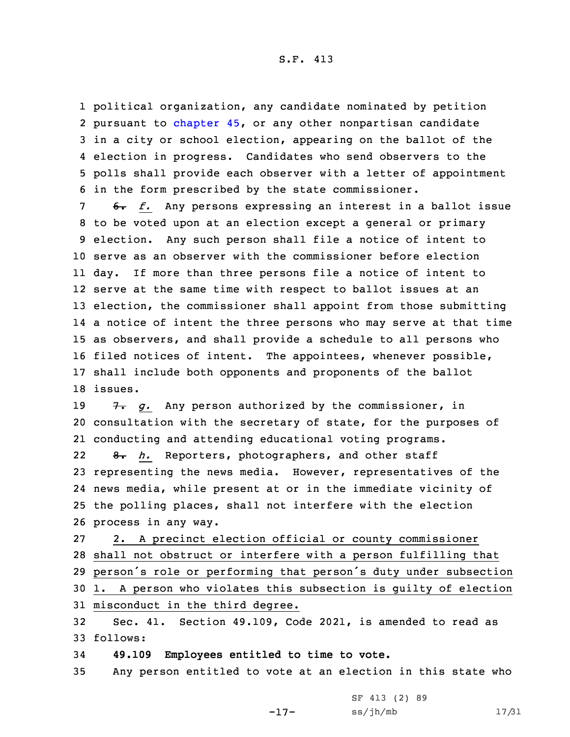political organization, any candidate nominated by petition pursuant to chapter 45, or any other nonpartisan candidate in a city or school election, appearing on the ballot of the election in progress. Candidates who send observers to the polls shall provide each observer with a letter of appointment in the form prescribed by the state commissioner.

~~6.~~ *f.* Any persons expressing an interest in a ballot issue to be voted upon at an election except a general or primary election. Any such person shall file a notice of intent to serve as an observer with the commissioner before election day. If more than three persons file a notice of intent to serve at the same time with respect to ballot issues at an election, the commissioner shall appoint from those submitting a notice of intent the three persons who may serve at that time as observers, and shall provide a schedule to all persons who filed notices of intent. The appointees, whenever possible, shall include both opponents and proponents of the ballot issues.

~~7.~~ *g.* Any person authorized by the commissioner, in consultation with the secretary of state, for the purposes of conducting and attending educational voting programs.

~~8.~~ *h.* Reporters, photographers, and other staff representing the news media. However, representatives of the news media, while present at or in the immediate vicinity of the polling places, shall not interfere with the election process in any way.

<u>2. A precinct election official or county commissioner shall not obstruct or interfere with a person fulfilling that person's role or performing that person's duty under subsection 1. A person who violates this subsection is guilty of election misconduct in the third degree.</u>

Sec. 41. Section 49.109, Code 2021, is amended to read as follows:

**49.109 Employees entitled to time to vote.**

Any person entitled to vote at an election in this state who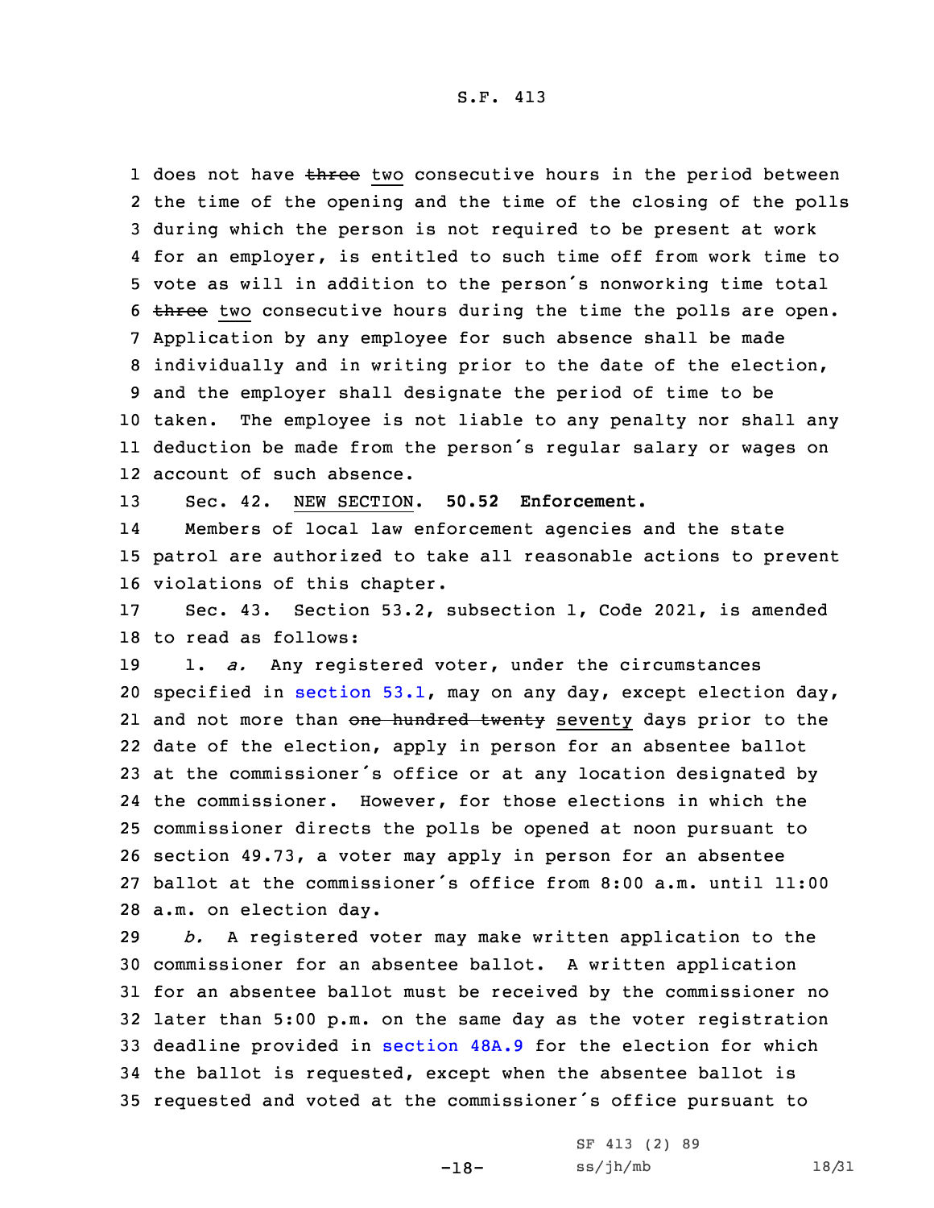does not have ~~three~~ two consecutive hours in the period between the time of the opening and the time of the closing of the polls during which the person is not required to be present at work for an employer, is entitled to such time off from work time to vote as will in addition to the person's nonworking time total ~~three~~ two consecutive hours during the time the polls are open. Application by any employee for such absence shall be made individually and in writing prior to the date of the election, and the employer shall designate the period of time to be taken. The employee is not liable to any penalty nor shall any deduction be made from the person's regular salary or wages on account of such absence.

Sec. 42. NEW SECTION. **50.52 Enforcement.**

Members of local law enforcement agencies and the state patrol are authorized to take all reasonable actions to prevent violations of this chapter.

Sec. 43. Section 53.2, subsection 1, Code 2021, is amended to read as follows:

1. *a.* Any registered voter, under the circumstances specified in section 53.1, may on any day, except election day, and not more than ~~one hundred twenty~~ seventy days prior to the date of the election, apply in person for an absentee ballot at the commissioner's office or at any location designated by the commissioner. However, for those elections in which the commissioner directs the polls be opened at noon pursuant to section 49.73, a voter may apply in person for an absentee ballot at the commissioner's office from 8:00 a.m. until 11:00 a.m. on election day.

*b.* A registered voter may make written application to the commissioner for an absentee ballot. A written application for an absentee ballot must be received by the commissioner no later than 5:00 p.m. on the same day as the voter registration deadline provided in section 48A.9 for the election for which the ballot is requested, except when the absentee ballot is requested and voted at the commissioner's office pursuant to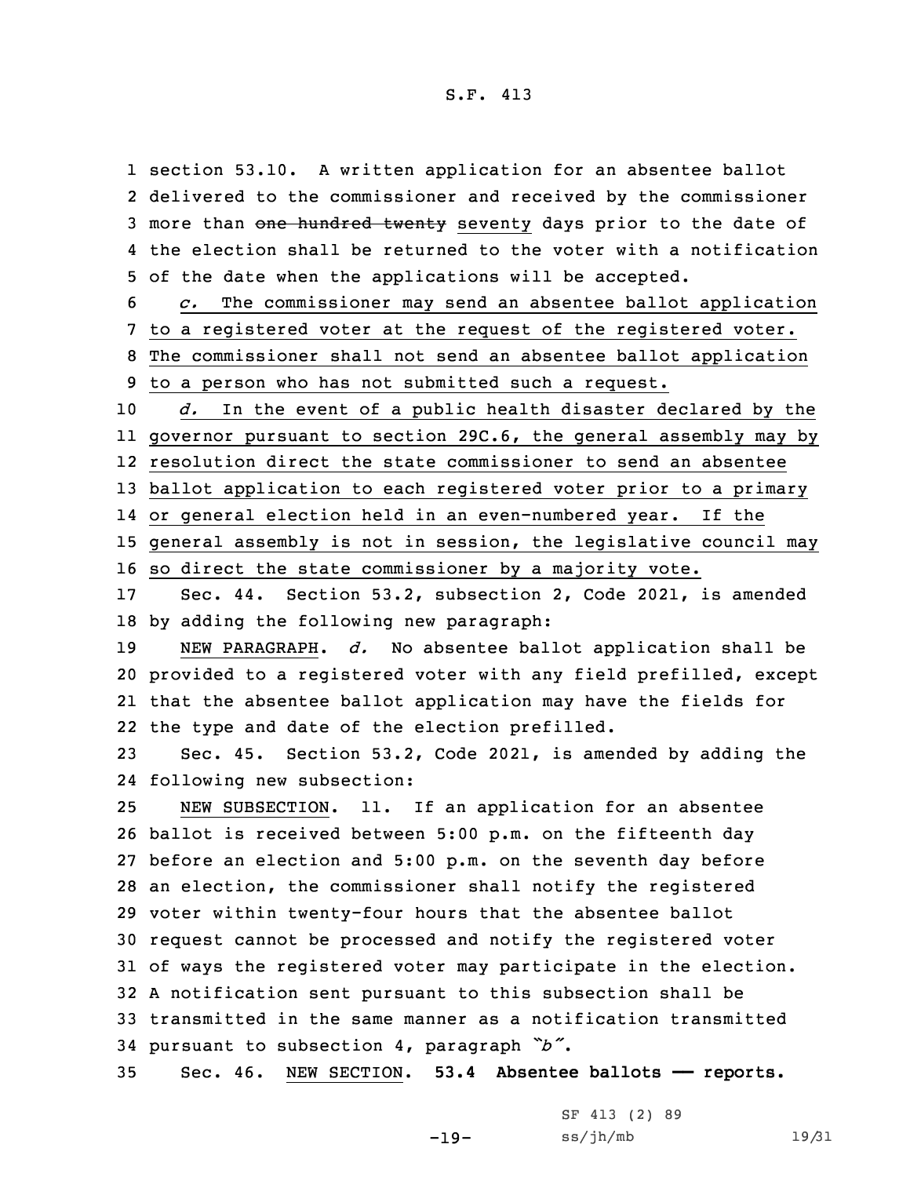section 53.10. A written application for an absentee ballot delivered to the commissioner and received by the commissioner more than ~~one hundred twenty~~ seventy days prior to the date of the election shall be returned to the voter with a notification of the date when the applications will be accepted.

*c.* The commissioner may send an absentee ballot application to a registered voter at the request of the registered voter. The commissioner shall not send an absentee ballot application to a person who has not submitted such a request.

*d.* In the event of a public health disaster declared by the governor pursuant to section 29C.6, the general assembly may by resolution direct the state commissioner to send an absentee ballot application to each registered voter prior to a primary or general election held in an even-numbered year. If the general assembly is not in session, the legislative council may so direct the state commissioner by a majority vote.

Sec. 44. Section 53.2, subsection 2, Code 2021, is amended by adding the following new paragraph:

NEW PARAGRAPH. *d.* No absentee ballot application shall be provided to a registered voter with any field prefilled, except that the absentee ballot application may have the fields for the type and date of the election prefilled.

Sec. 45. Section 53.2, Code 2021, is amended by adding the following new subsection:

NEW SUBSECTION. 11. If an application for an absentee ballot is received between 5:00 p.m. on the fifteenth day before an election and 5:00 p.m. on the seventh day before an election, the commissioner shall notify the registered voter within twenty-four hours that the absentee ballot request cannot be processed and notify the registered voter of ways the registered voter may participate in the election. A notification sent pursuant to this subsection shall be transmitted in the same manner as a notification transmitted pursuant to subsection 4, paragraph *"b"*.

Sec. 46. NEW SECTION. **53.4 Absentee ballots — reports.**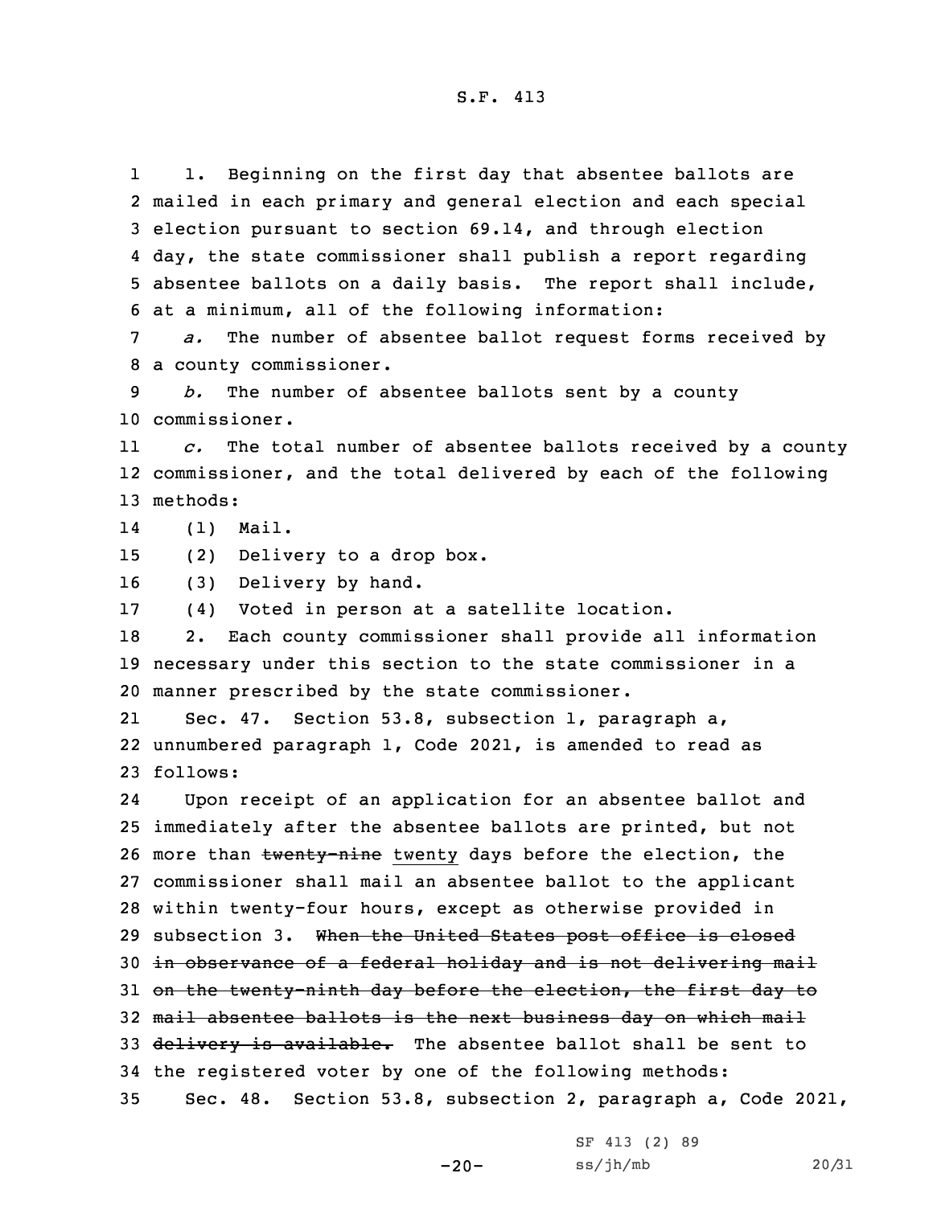1. Beginning on the first day that absentee ballots are mailed in each primary and general election and each special election pursuant to section 69.14, and through election day, the state commissioner shall publish a report regarding absentee ballots on a daily basis. The report shall include, at a minimum, all of the following information:

*a.* The number of absentee ballot request forms received by a county commissioner.

*b.* The number of absentee ballots sent by a county commissioner.

*c.* The total number of absentee ballots received by a county commissioner, and the total delivered by each of the following methods:

(1) Mail.

(2) Delivery to a drop box.

(3) Delivery by hand.

(4) Voted in person at a satellite location.

2. Each county commissioner shall provide all information necessary under this section to the state commissioner in a manner prescribed by the state commissioner.

Sec. 47. Section 53.8, subsection 1, paragraph a, unnumbered paragraph 1, Code 2021, is amended to read as follows:

Upon receipt of an application for an absentee ballot and immediately after the absentee ballots are printed, but not more than ~~twenty-nine~~ twenty days before the election, the commissioner shall mail an absentee ballot to the applicant within twenty-four hours, except as otherwise provided in subsection 3. ~~When the United States post office is closed in observance of a federal holiday and is not delivering mail on the twenty-ninth day before the election, the first day to mail absentee ballots is the next business day on which mail delivery is available.~~ The absentee ballot shall be sent to the registered voter by one of the following methods:

Sec. 48. Section 53.8, subsection 2, paragraph a, Code 2021,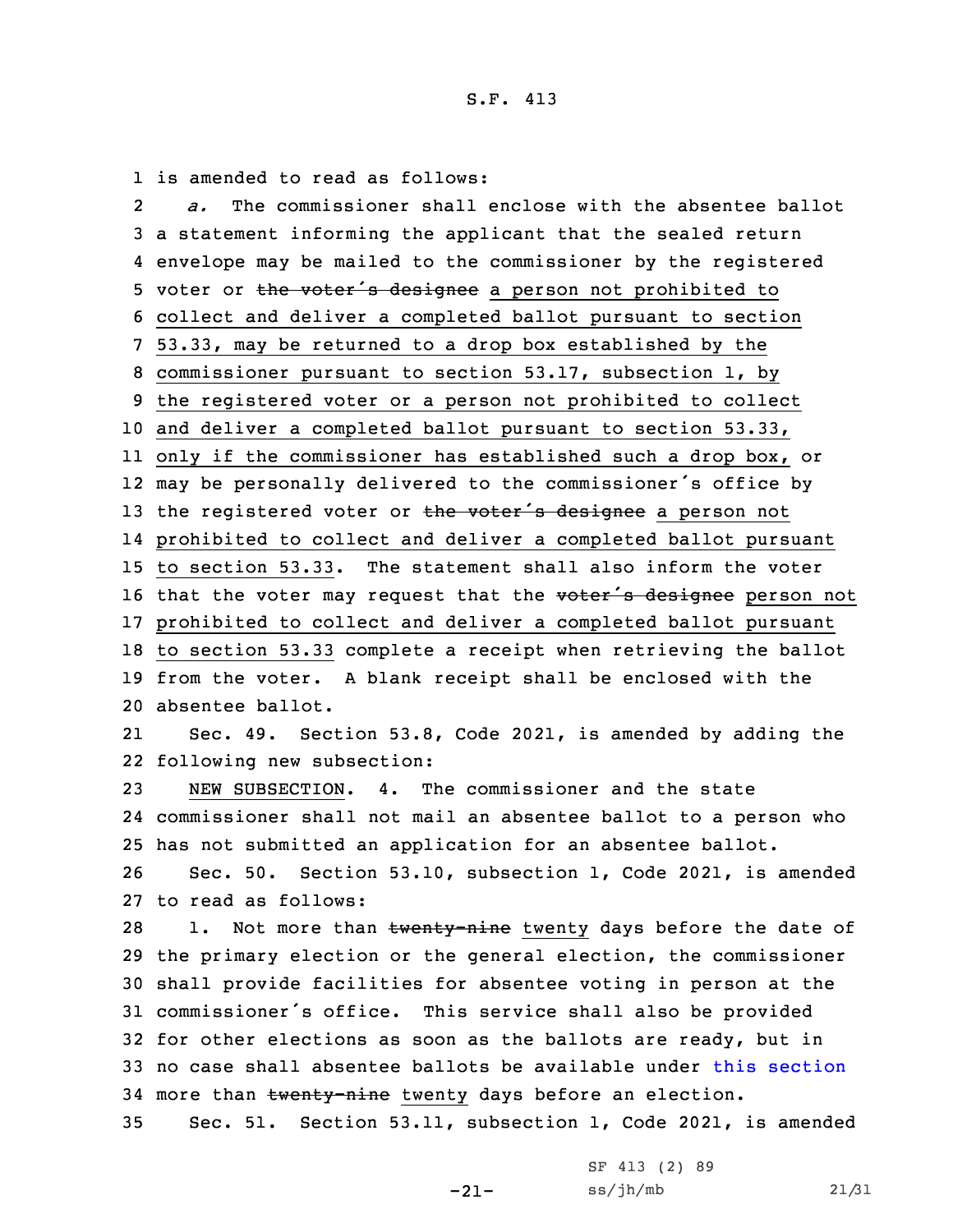is amended to read as follows:

*a.* The commissioner shall enclose with the absentee ballot a statement informing the applicant that the sealed return envelope may be mailed to the commissioner by the registered voter or ~~the voter's designee~~ a person not prohibited to collect and deliver a completed ballot pursuant to section 53.33, may be returned to a drop box established by the commissioner pursuant to section 53.17, subsection 1, by the registered voter or a person not prohibited to collect and deliver a completed ballot pursuant to section 53.33, only if the commissioner has established such a drop box, or may be personally delivered to the commissioner's office by the registered voter or ~~the voter's designee~~ a person not prohibited to collect and deliver a completed ballot pursuant to section 53.33. The statement shall also inform the voter that the voter may request that the ~~voter's designee~~ person not prohibited to collect and deliver a completed ballot pursuant to section 53.33 complete a receipt when retrieving the ballot from the voter. A blank receipt shall be enclosed with the absentee ballot.

Sec. 49. Section 53.8, Code 2021, is amended by adding the following new subsection:

NEW SUBSECTION. 4. The commissioner and the state commissioner shall not mail an absentee ballot to a person who has not submitted an application for an absentee ballot.

Sec. 50. Section 53.10, subsection 1, Code 2021, is amended to read as follows:

1. Not more than ~~twenty-nine~~ twenty days before the date of the primary election or the general election, the commissioner shall provide facilities for absentee voting in person at the commissioner's office. This service shall also be provided for other elections as soon as the ballots are ready, but in no case shall absentee ballots be available under this section more than ~~twenty-nine~~ twenty days before an election.

Sec. 51. Section 53.11, subsection 1, Code 2021, is amended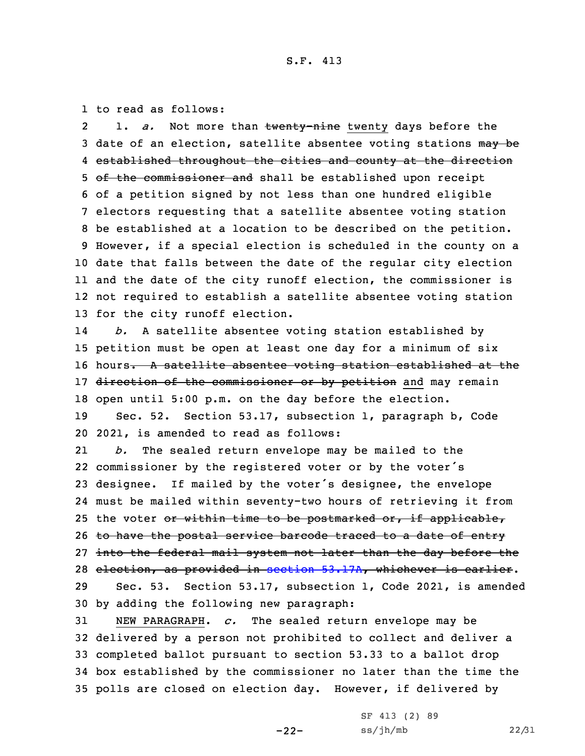to read as follows:

1. *a.* Not more than ~~twenty-nine~~ twenty days before the date of an election, satellite absentee voting stations ~~may be established throughout the cities and county at the direction of the commissioner and~~ shall be established upon receipt of a petition signed by not less than one hundred eligible electors requesting that a satellite absentee voting station be established at a location to be described on the petition. However, if a special election is scheduled in the county on a date that falls between the date of the regular city election and the date of the city runoff election, the commissioner is not required to establish a satellite absentee voting station for the city runoff election.

*b.* A satellite absentee voting station established by petition must be open at least one day for a minimum of six hours~~. A satellite absentee voting station established at the direction of the commissioner or by petition~~ and may remain open until 5:00 p.m. on the day before the election.

Sec. 52. Section 53.17, subsection 1, paragraph b, Code 2021, is amended to read as follows:

*b.* The sealed return envelope may be mailed to the commissioner by the registered voter or by the voter's designee. If mailed by the voter's designee, the envelope must be mailed within seventy-two hours of retrieving it from the voter ~~or within time to be postmarked or, if applicable, to have the postal service barcode traced to a date of entry into the federal mail system not later than the day before the election, as provided in section 53.17A, whichever is earlier~~.

Sec. 53. Section 53.17, subsection 1, Code 2021, is amended by adding the following new paragraph:

NEW PARAGRAPH. *c.* The sealed return envelope may be delivered by a person not prohibited to collect and deliver a completed ballot pursuant to section 53.33 to a ballot drop box established by the commissioner no later than the time the polls are closed on election day. However, if delivered by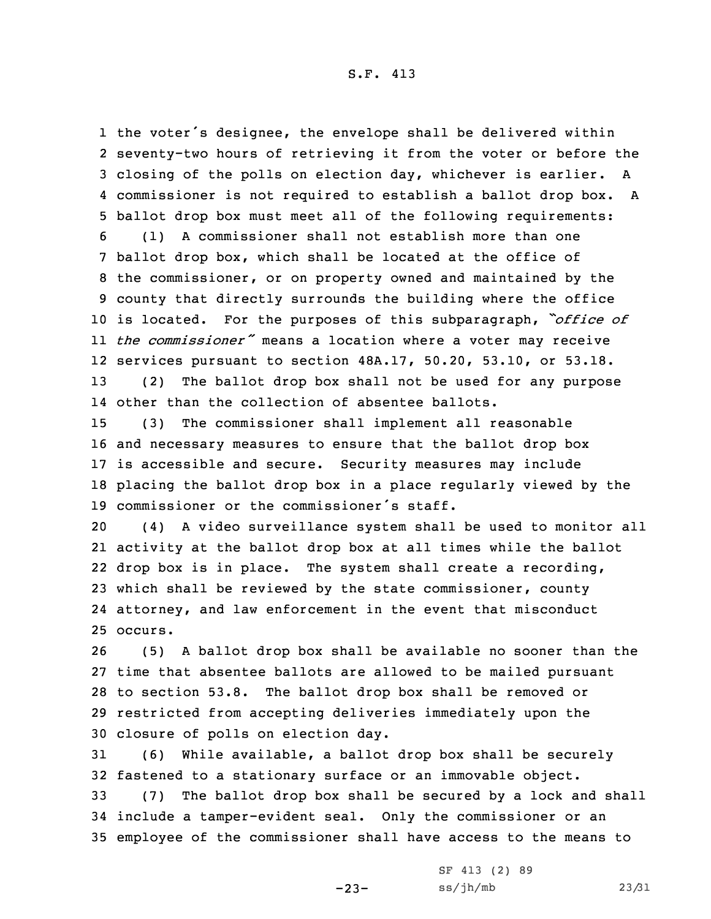the voter's designee, the envelope shall be delivered within seventy-two hours of retrieving it from the voter or before the closing of the polls on election day, whichever is earlier. A commissioner is not required to establish a ballot drop box. A ballot drop box must meet all of the following requirements:

(1) A commissioner shall not establish more than one ballot drop box, which shall be located at the office of the commissioner, or on property owned and maintained by the county that directly surrounds the building where the office is located. For the purposes of this subparagraph, *"office of the commissioner"* means a location where a voter may receive services pursuant to section 48A.17, 50.20, 53.10, or 53.18.

(2) The ballot drop box shall not be used for any purpose other than the collection of absentee ballots.

(3) The commissioner shall implement all reasonable and necessary measures to ensure that the ballot drop box is accessible and secure. Security measures may include placing the ballot drop box in a place regularly viewed by the commissioner or the commissioner's staff.

(4) A video surveillance system shall be used to monitor all activity at the ballot drop box at all times while the ballot drop box is in place. The system shall create a recording, which shall be reviewed by the state commissioner, county attorney, and law enforcement in the event that misconduct occurs.

(5) A ballot drop box shall be available no sooner than the time that absentee ballots are allowed to be mailed pursuant to section 53.8. The ballot drop box shall be removed or restricted from accepting deliveries immediately upon the closure of polls on election day.

(6) While available, a ballot drop box shall be securely fastened to a stationary surface or an immovable object.

(7) The ballot drop box shall be secured by a lock and shall include a tamper-evident seal. Only the commissioner or an employee of the commissioner shall have access to the means to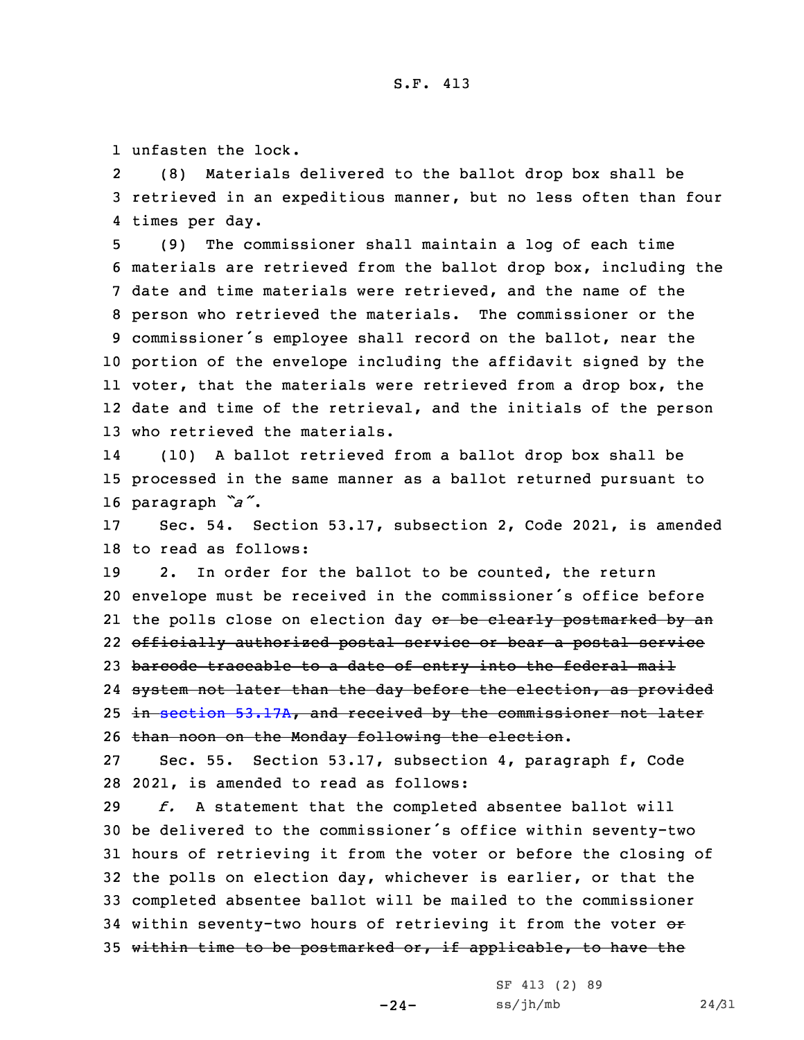unfasten the lock.

(8) Materials delivered to the ballot drop box shall be retrieved in an expeditious manner, but no less often than four times per day.

(9) The commissioner shall maintain a log of each time materials are retrieved from the ballot drop box, including the date and time materials were retrieved, and the name of the person who retrieved the materials. The commissioner or the commissioner's employee shall record on the ballot, near the portion of the envelope including the affidavit signed by the voter, that the materials were retrieved from a drop box, the date and time of the retrieval, and the initials of the person who retrieved the materials.

(10) A ballot retrieved from a ballot drop box shall be processed in the same manner as a ballot returned pursuant to paragraph *"a"*.

Sec. 54. Section 53.17, subsection 2, Code 2021, is amended to read as follows:

2. In order for the ballot to be counted, the return envelope must be received in the commissioner's office before the polls close on election day ~~or be clearly postmarked by an officially authorized postal service or bear a postal service barcode traceable to a date of entry into the federal mail system not later than the day before the election, as provided in section 53.17A, and received by the commissioner not later than noon on the Monday following the election~~.

Sec. 55. Section 53.17, subsection 4, paragraph f, Code 2021, is amended to read as follows:

*f.* A statement that the completed absentee ballot will be delivered to the commissioner's office within seventy-two hours of retrieving it from the voter or before the closing of the polls on election day, whichever is earlier, or that the completed absentee ballot will be mailed to the commissioner within seventy-two hours of retrieving it from the voter ~~or within time to be postmarked or, if applicable, to have the~~

SF 413 (2) 89

ss/jh/mb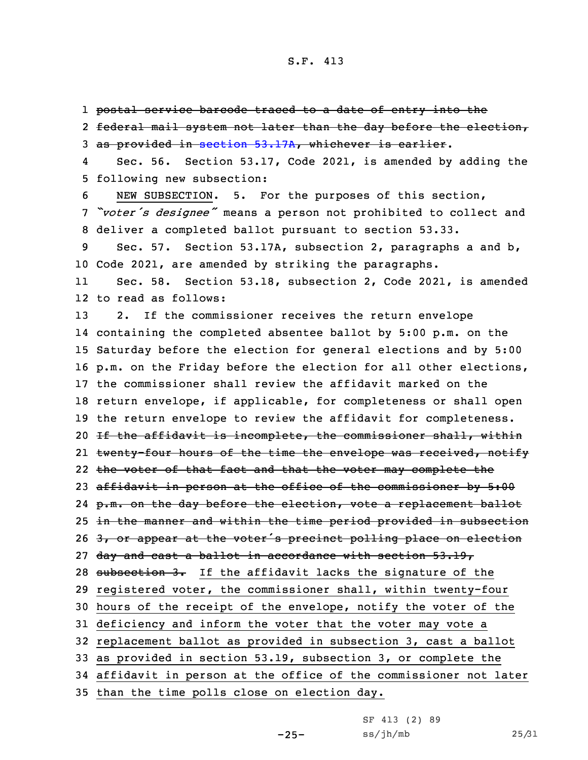~~postal service barcode traced to a date of entry into the federal mail system not later than the day before the election, as provided in section 53.17A, whichever is earlier.~~

Sec. 56. Section 53.17, Code 2021, is amended by adding the following new subsection:

NEW SUBSECTION. 5. For the purposes of this section, *"voter's designee"* means a person not prohibited to collect and deliver a completed ballot pursuant to section 53.33.

Sec. 57. Section 53.17A, subsection 2, paragraphs a and b, Code 2021, are amended by striking the paragraphs.

Sec. 58. Section 53.18, subsection 2, Code 2021, is amended to read as follows:

2. If the commissioner receives the return envelope containing the completed absentee ballot by 5:00 p.m. on the Saturday before the election for general elections and by 5:00 p.m. on the Friday before the election for all other elections, the commissioner shall review the affidavit marked on the return envelope, if applicable, for completeness or shall open the return envelope to review the affidavit for completeness. ~~If the affidavit is incomplete, the commissioner shall, within twenty-four hours of the time the envelope was received, notify the voter of that fact and that the voter may complete the affidavit in person at the office of the commissioner by 5:00 p.m. on the day before the election, vote a replacement ballot in the manner and within the time period provided in subsection 3, or appear at the voter's precinct polling place on election day and cast a ballot in accordance with section 53.19, subsection 3.~~ If the affidavit lacks the signature of the registered voter, the commissioner shall, within twenty-four hours of the receipt of the envelope, notify the voter of the deficiency and inform the voter that the voter may vote a replacement ballot as provided in subsection 3, cast a ballot as provided in section 53.19, subsection 3, or complete the affidavit in person at the office of the commissioner not later than the time polls close on election day.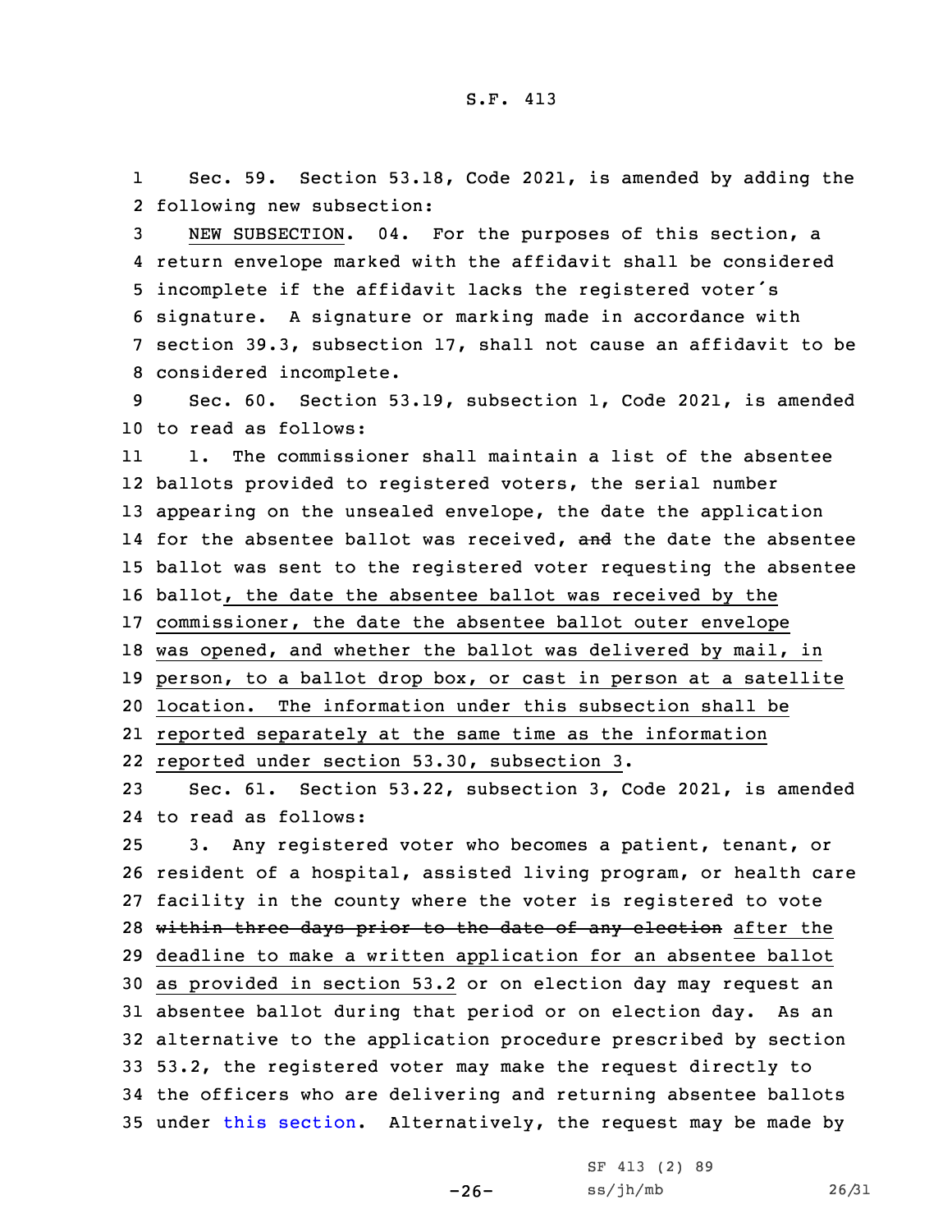Sec. 59. Section 53.18, Code 2021, is amended by adding the following new subsection:

NEW SUBSECTION. 04. For the purposes of this section, a return envelope marked with the affidavit shall be considered incomplete if the affidavit lacks the registered voter's signature. A signature or marking made in accordance with section 39.3, subsection 17, shall not cause an affidavit to be considered incomplete.

Sec. 60. Section 53.19, subsection 1, Code 2021, is amended to read as follows:

1. The commissioner shall maintain a list of the absentee ballots provided to registered voters, the serial number appearing on the unsealed envelope, the date the application for the absentee ballot was received, ~~and~~ the date the absentee ballot was sent to the registered voter requesting the absentee ballot, the date the absentee ballot was received by the commissioner, the date the absentee ballot outer envelope was opened, and whether the ballot was delivered by mail, in person, to a ballot drop box, or cast in person at a satellite location. The information under this subsection shall be reported separately at the same time as the information reported under section 53.30, subsection 3.

Sec. 61. Section 53.22, subsection 3, Code 2021, is amended to read as follows:

3. Any registered voter who becomes a patient, tenant, or resident of a hospital, assisted living program, or health care facility in the county where the voter is registered to vote ~~within three days prior to the date of any election~~ after the deadline to make a written application for an absentee ballot as provided in section 53.2 or on election day may request an absentee ballot during that period or on election day. As an alternative to the application procedure prescribed by section 53.2, the registered voter may make the request directly to the officers who are delivering and returning absentee ballots under this section. Alternatively, the request may be made by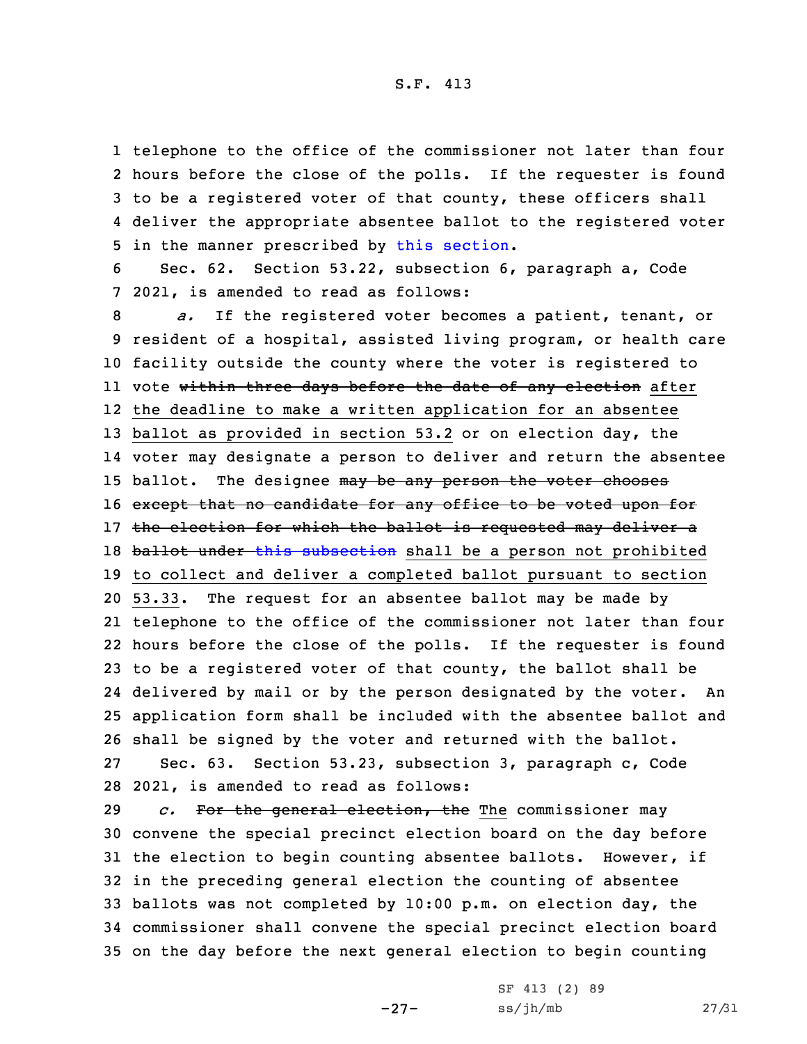telephone to the office of the commissioner not later than four hours before the close of the polls. If the requester is found to be a registered voter of that county, these officers shall deliver the appropriate absentee ballot to the registered voter in the manner prescribed by this section.

Sec. 62. Section 53.22, subsection 6, paragraph a, Code 2021, is amended to read as follows:

*a.* If the registered voter becomes a patient, tenant, or resident of a hospital, assisted living program, or health care facility outside the county where the voter is registered to vote ~~within three days before the date of any election~~ after the deadline to make a written application for an absentee ballot as provided in section 53.2 or on election day, the voter may designate a person to deliver and return the absentee ballot. The designee ~~may be any person the voter chooses except that no candidate for any office to be voted upon for the election for which the ballot is requested may deliver a ballot under this subsection~~ shall be a person not prohibited to collect and deliver a completed ballot pursuant to section 53.33. The request for an absentee ballot may be made by telephone to the office of the commissioner not later than four hours before the close of the polls. If the requester is found to be a registered voter of that county, the ballot shall be delivered by mail or by the person designated by the voter. An application form shall be included with the absentee ballot and shall be signed by the voter and returned with the ballot.

Sec. 63. Section 53.23, subsection 3, paragraph c, Code 2021, is amended to read as follows:

*c.* ~~For the general election, the~~ The commissioner may convene the special precinct election board on the day before the election to begin counting absentee ballots. However, if in the preceding general election the counting of absentee ballots was not completed by 10:00 p.m. on election day, the commissioner shall convene the special precinct election board on the day before the next general election to begin counting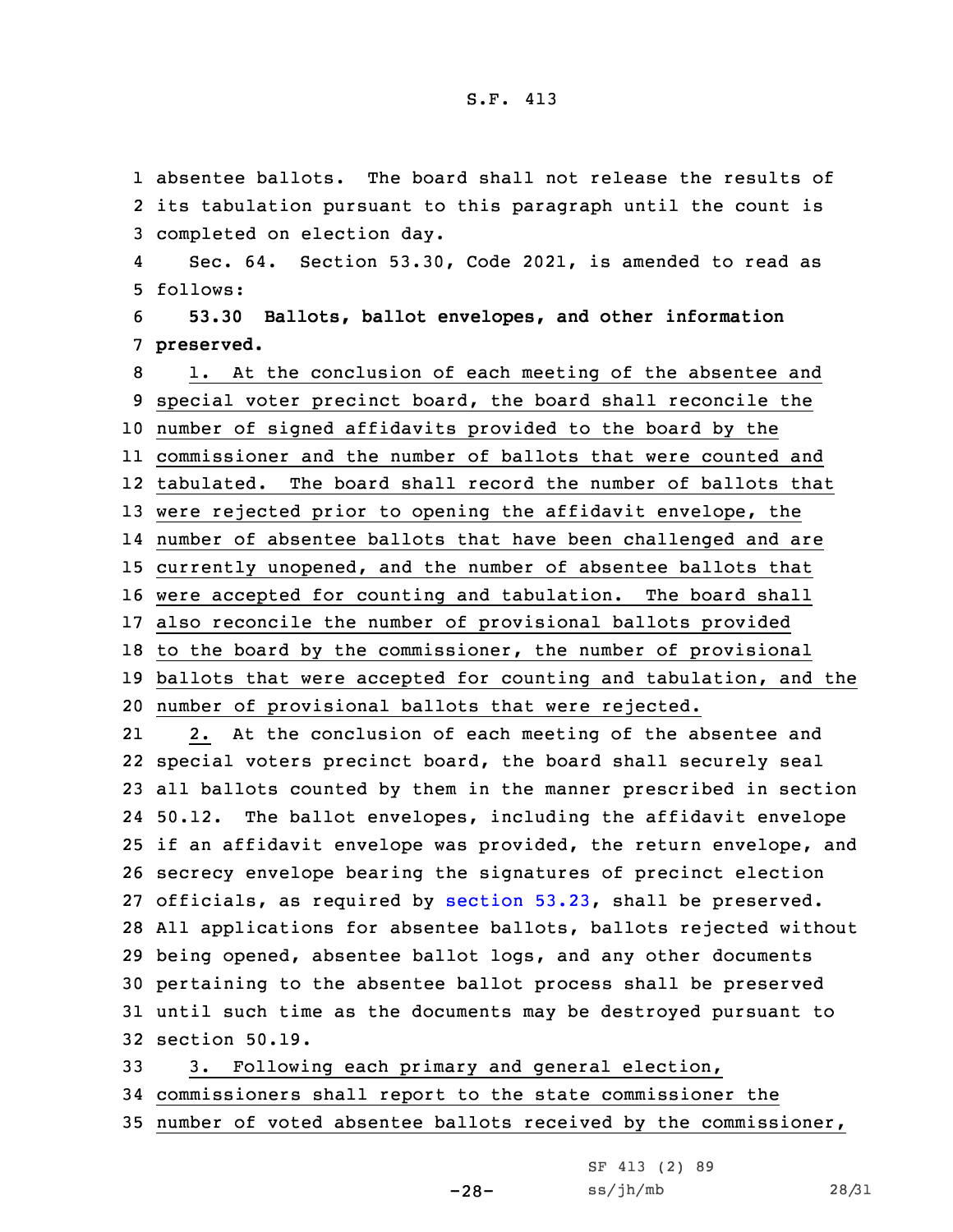absentee ballots. The board shall not release the results of its tabulation pursuant to this paragraph until the count is completed on election day.

Sec. 64. Section 53.30, Code 2021, is amended to read as follows:

**53.30 Ballots, ballot envelopes, and other information preserved.**

1. At the conclusion of each meeting of the absentee and special voter precinct board, the board shall reconcile the number of signed affidavits provided to the board by the commissioner and the number of ballots that were counted and tabulated. The board shall record the number of ballots that were rejected prior to opening the affidavit envelope, the number of absentee ballots that have been challenged and are currently unopened, and the number of absentee ballots that were accepted for counting and tabulation. The board shall also reconcile the number of provisional ballots provided to the board by the commissioner, the number of provisional ballots that were accepted for counting and tabulation, and the number of provisional ballots that were rejected.

2. At the conclusion of each meeting of the absentee and special voters precinct board, the board shall securely seal all ballots counted by them in the manner prescribed in section 50.12. The ballot envelopes, including the affidavit envelope if an affidavit envelope was provided, the return envelope, and secrecy envelope bearing the signatures of precinct election officials, as required by section 53.23, shall be preserved. All applications for absentee ballots, ballots rejected without being opened, absentee ballot logs, and any other documents pertaining to the absentee ballot process shall be preserved until such time as the documents may be destroyed pursuant to section 50.19.

3. Following each primary and general election, commissioners shall report to the state commissioner the number of voted absentee ballots received by the commissioner,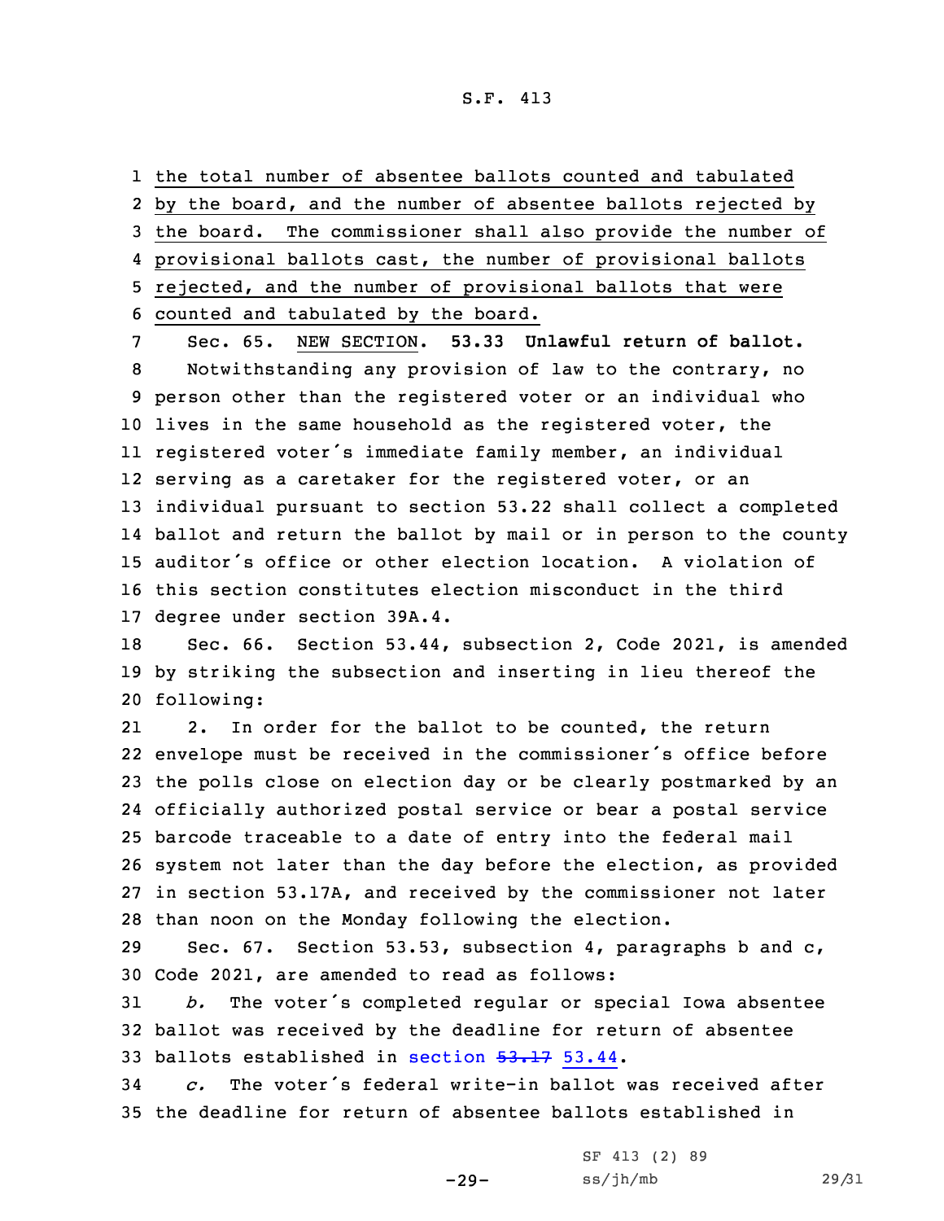the total number of absentee ballots counted and tabulated by the board, and the number of absentee ballots rejected by the board. The commissioner shall also provide the number of provisional ballots cast, the number of provisional ballots rejected, and the number of provisional ballots that were counted and tabulated by the board.

Sec. 65. NEW SECTION. **53.33 Unlawful return of ballot.**

Notwithstanding any provision of law to the contrary, no person other than the registered voter or an individual who lives in the same household as the registered voter, the registered voter's immediate family member, an individual serving as a caretaker for the registered voter, or an individual pursuant to section 53.22 shall collect a completed ballot and return the ballot by mail or in person to the county auditor's office or other election location. A violation of this section constitutes election misconduct in the third degree under section 39A.4.

Sec. 66. Section 53.44, subsection 2, Code 2021, is amended by striking the subsection and inserting in lieu thereof the following:

2. In order for the ballot to be counted, the return envelope must be received in the commissioner's office before the polls close on election day or be clearly postmarked by an officially authorized postal service or bear a postal service barcode traceable to a date of entry into the federal mail system not later than the day before the election, as provided in section 53.17A, and received by the commissioner not later than noon on the Monday following the election.

Sec. 67. Section 53.53, subsection 4, paragraphs b and c, Code 2021, are amended to read as follows:

*b.* The voter's completed regular or special Iowa absentee ballot was received by the deadline for return of absentee ballots established in section ~~53.17~~ 53.44.

*c.* The voter's federal write-in ballot was received after the deadline for return of absentee ballots established in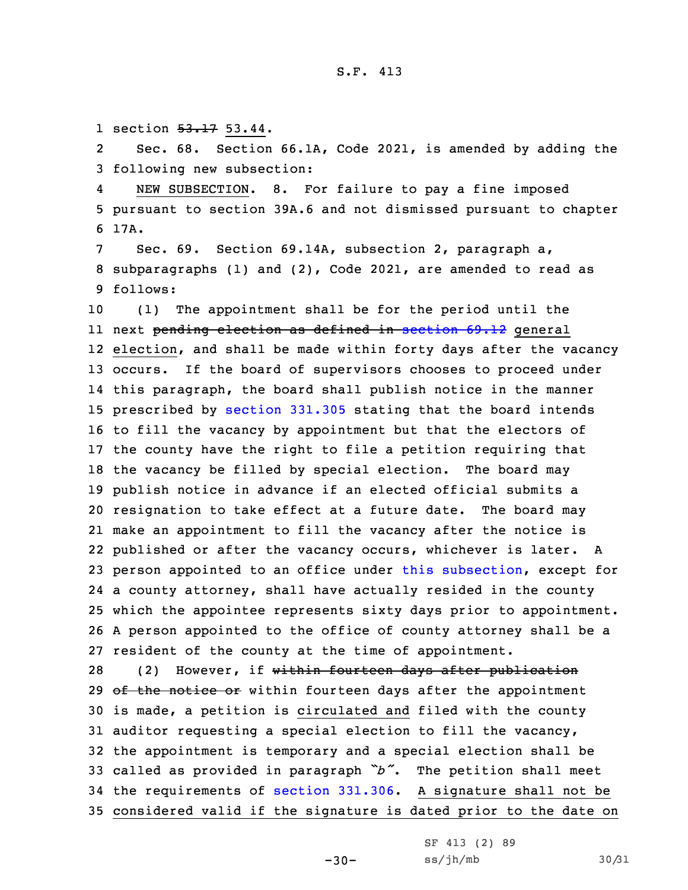section ~~53.17~~ 53.44.

Sec. 68. Section 66.1A, Code 2021, is amended by adding the following new subsection:

NEW SUBSECTION. 8. For failure to pay a fine imposed pursuant to section 39A.6 and not dismissed pursuant to chapter 17A.

Sec. 69. Section 69.14A, subsection 2, paragraph a, subparagraphs (1) and (2), Code 2021, are amended to read as follows:

(1) The appointment shall be for the period until the next ~~pending election as defined in section 69.12~~ general election, and shall be made within forty days after the vacancy occurs. If the board of supervisors chooses to proceed under this paragraph, the board shall publish notice in the manner prescribed by section 331.305 stating that the board intends to fill the vacancy by appointment but that the electors of the county have the right to file a petition requiring that the vacancy be filled by special election. The board may publish notice in advance if an elected official submits a resignation to take effect at a future date. The board may make an appointment to fill the vacancy after the notice is published or after the vacancy occurs, whichever is later. A person appointed to an office under this subsection, except for a county attorney, shall have actually resided in the county which the appointee represents sixty days prior to appointment. A person appointed to the office of county attorney shall be a resident of the county at the time of appointment.

(2) However, if ~~within fourteen days after publication of the notice or~~ within fourteen days after the appointment is made, a petition is circulated and filed with the county auditor requesting a special election to fill the vacancy, the appointment is temporary and a special election shall be called as provided in paragraph *"b"*. The petition shall meet the requirements of section 331.306. A signature shall not be considered valid if the signature is dated prior to the date on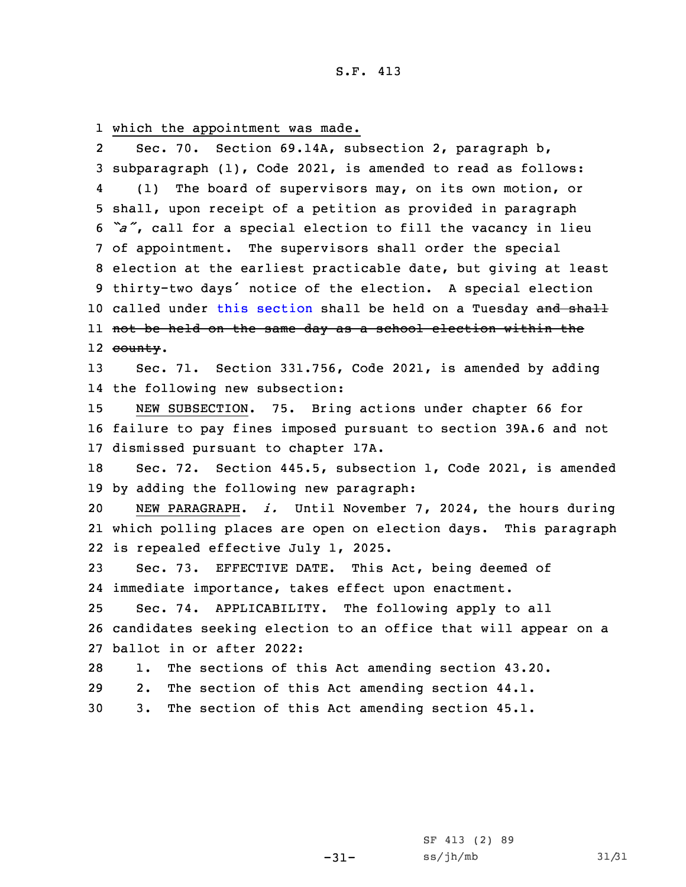which the appointment was made.

Sec. 70. Section 69.14A, subsection 2, paragraph b, subparagraph (1), Code 2021, is amended to read as follows:

(1) The board of supervisors may, on its own motion, or shall, upon receipt of a petition as provided in paragraph *"a"*, call for a special election to fill the vacancy in lieu of appointment. The supervisors shall order the special election at the earliest practicable date, but giving at least thirty-two days' notice of the election. A special election called under this section shall be held on a Tuesday ~~and shall not be held on the same day as a school election within the county~~.

Sec. 71. Section 331.756, Code 2021, is amended by adding the following new subsection:

NEW SUBSECTION. 75. Bring actions under chapter 66 for failure to pay fines imposed pursuant to section 39A.6 and not dismissed pursuant to chapter 17A.

Sec. 72. Section 445.5, subsection 1, Code 2021, is amended by adding the following new paragraph:

NEW PARAGRAPH. *i.* Until November 7, 2024, the hours during which polling places are open on election days. This paragraph is repealed effective July 1, 2025.

Sec. 73. EFFECTIVE DATE. This Act, being deemed of immediate importance, takes effect upon enactment.

Sec. 74. APPLICABILITY. The following apply to all candidates seeking election to an office that will appear on a ballot in or after 2022:

1. The sections of this Act amending section 43.20.
2. The section of this Act amending section 44.1.
3. The section of this Act amending section 45.1.